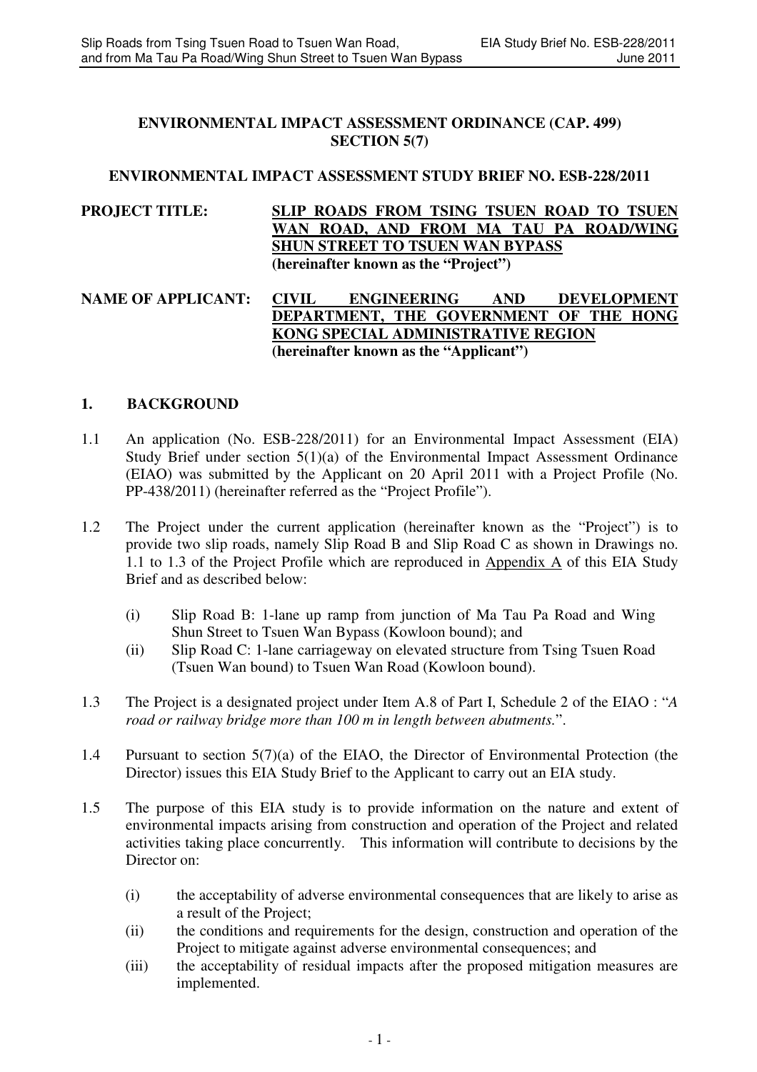**ENVIRONMENTAL IMPACT ASSESSMENT ORDINANCE (CAP. 499)**
**SECTION 5(7)**

**ENVIRONMENTAL IMPACT ASSESSMENT STUDY BRIEF NO. ESB-228/2011**

**PROJECT TITLE:** **<u>SLIP ROADS FROM TSING TSUEN ROAD TO TSUEN WAN ROAD, AND FROM MA TAU PA ROAD/WING SHUN STREET TO TSUEN WAN BYPASS</u>**
**(hereinafter known as the "Project")**

**NAME OF APPLICANT:** **<u>CIVIL ENGINEERING AND DEVELOPMENT DEPARTMENT, THE GOVERNMENT OF THE HONG KONG SPECIAL ADMINISTRATIVE REGION</u>**
**(hereinafter known as the "Applicant")**

## 1. BACKGROUND

1.1 An application (No. ESB-228/2011) for an Environmental Impact Assessment (EIA) Study Brief under section 5(1)(a) of the Environmental Impact Assessment Ordinance (EIAO) was submitted by the Applicant on 20 April 2011 with a Project Profile (No. PP-438/2011) (hereinafter referred as the "Project Profile").

1.2 The Project under the current application (hereinafter known as the "Project") is to provide two slip roads, namely Slip Road B and Slip Road C as shown in Drawings no. 1.1 to 1.3 of the Project Profile which are reproduced in <u>Appendix A</u> of this EIA Study Brief and as described below:

- (i) Slip Road B: 1-lane up ramp from junction of Ma Tau Pa Road and Wing Shun Street to Tsuen Wan Bypass (Kowloon bound); and
- (ii) Slip Road C: 1-lane carriageway on elevated structure from Tsing Tsuen Road (Tsuen Wan bound) to Tsuen Wan Road (Kowloon bound).

1.3 The Project is a designated project under Item A.8 of Part I, Schedule 2 of the EIAO : "*A road or railway bridge more than 100 m in length between abutments.*".

1.4 Pursuant to section 5(7)(a) of the EIAO, the Director of Environmental Protection (the Director) issues this EIA Study Brief to the Applicant to carry out an EIA study.

1.5 The purpose of this EIA study is to provide information on the nature and extent of environmental impacts arising from construction and operation of the Project and related activities taking place concurrently. This information will contribute to decisions by the Director on:

- (i) the acceptability of adverse environmental consequences that are likely to arise as a result of the Project;
- (ii) the conditions and requirements for the design, construction and operation of the Project to mitigate against adverse environmental consequences; and
- (iii) the acceptability of residual impacts after the proposed mitigation measures are implemented.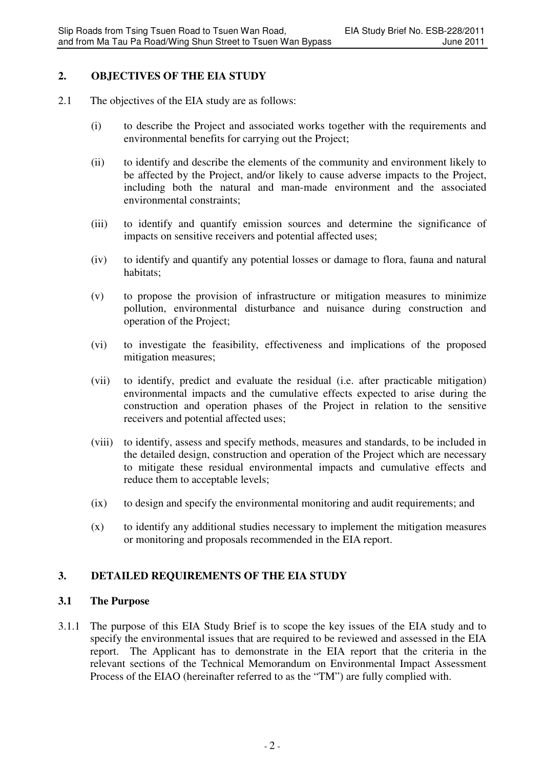## 2. OBJECTIVES OF THE EIA STUDY

2.1 The objectives of the EIA study are as follows:

(i) to describe the Project and associated works together with the requirements and environmental benefits for carrying out the Project;

(ii) to identify and describe the elements of the community and environment likely to be affected by the Project, and/or likely to cause adverse impacts to the Project, including both the natural and man-made environment and the associated environmental constraints;

(iii) to identify and quantify emission sources and determine the significance of impacts on sensitive receivers and potential affected uses;

(iv) to identify and quantify any potential losses or damage to flora, fauna and natural habitats;

(v) to propose the provision of infrastructure or mitigation measures to minimize pollution, environmental disturbance and nuisance during construction and operation of the Project;

(vi) to investigate the feasibility, effectiveness and implications of the proposed mitigation measures;

(vii) to identify, predict and evaluate the residual (i.e. after practicable mitigation) environmental impacts and the cumulative effects expected to arise during the construction and operation phases of the Project in relation to the sensitive receivers and potential affected uses;

(viii) to identify, assess and specify methods, measures and standards, to be included in the detailed design, construction and operation of the Project which are necessary to mitigate these residual environmental impacts and cumulative effects and reduce them to acceptable levels;

(ix) to design and specify the environmental monitoring and audit requirements; and

(x) to identify any additional studies necessary to implement the mitigation measures or monitoring and proposals recommended in the EIA report.

## 3. DETAILED REQUIREMENTS OF THE EIA STUDY

### 3.1 The Purpose

3.1.1 The purpose of this EIA Study Brief is to scope the key issues of the EIA study and to specify the environmental issues that are required to be reviewed and assessed in the EIA report. The Applicant has to demonstrate in the EIA report that the criteria in the relevant sections of the Technical Memorandum on Environmental Impact Assessment Process of the EIAO (hereinafter referred to as the "TM") are fully complied with.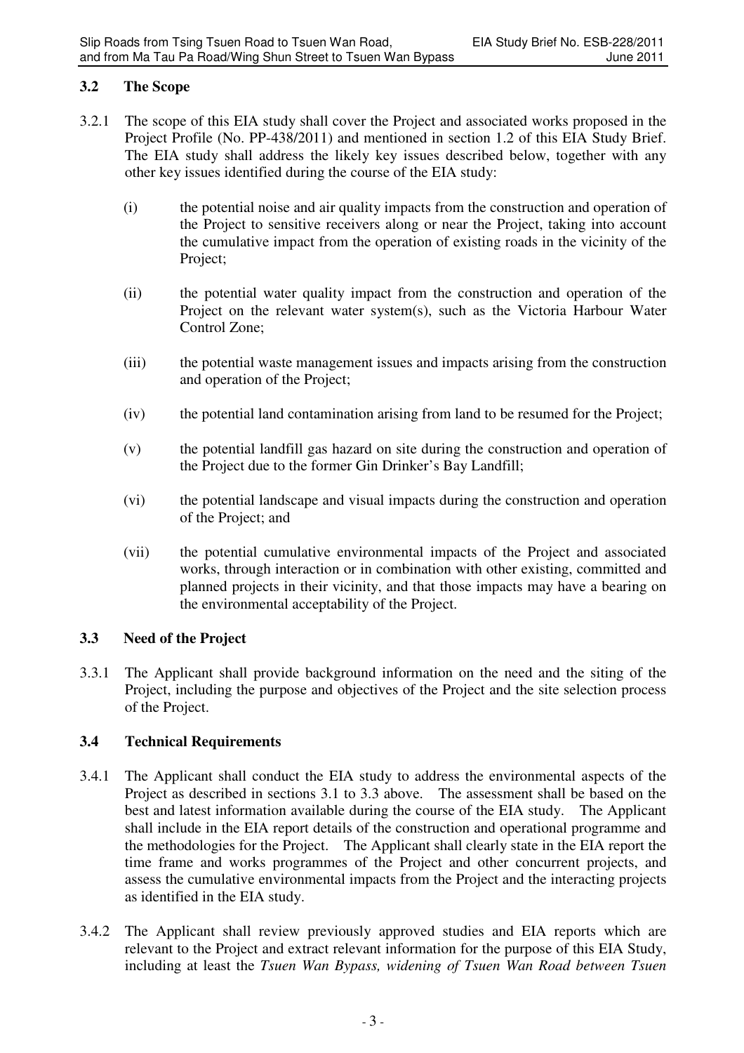## 3.2 The Scope

3.2.1 The scope of this EIA study shall cover the Project and associated works proposed in the Project Profile (No. PP-438/2011) and mentioned in section 1.2 of this EIA Study Brief. The EIA study shall address the likely key issues described below, together with any other key issues identified during the course of the EIA study:

(i) the potential noise and air quality impacts from the construction and operation of the Project to sensitive receivers along or near the Project, taking into account the cumulative impact from the operation of existing roads in the vicinity of the Project;

(ii) the potential water quality impact from the construction and operation of the Project on the relevant water system(s), such as the Victoria Harbour Water Control Zone;

(iii) the potential waste management issues and impacts arising from the construction and operation of the Project;

(iv) the potential land contamination arising from land to be resumed for the Project;

(v) the potential landfill gas hazard on site during the construction and operation of the Project due to the former Gin Drinker's Bay Landfill;

(vi) the potential landscape and visual impacts during the construction and operation of the Project; and

(vii) the potential cumulative environmental impacts of the Project and associated works, through interaction or in combination with other existing, committed and planned projects in their vicinity, and that those impacts may have a bearing on the environmental acceptability of the Project.

## 3.3 Need of the Project

3.3.1 The Applicant shall provide background information on the need and the siting of the Project, including the purpose and objectives of the Project and the site selection process of the Project.

## 3.4 Technical Requirements

3.4.1 The Applicant shall conduct the EIA study to address the environmental aspects of the Project as described in sections 3.1 to 3.3 above. The assessment shall be based on the best and latest information available during the course of the EIA study. The Applicant shall include in the EIA report details of the construction and operational programme and the methodologies for the Project. The Applicant shall clearly state in the EIA report the time frame and works programmes of the Project and other concurrent projects, and assess the cumulative environmental impacts from the Project and the interacting projects as identified in the EIA study.

3.4.2 The Applicant shall review previously approved studies and EIA reports which are relevant to the Project and extract relevant information for the purpose of this EIA Study, including at least the *Tsuen Wan Bypass, widening of Tsuen Wan Road between Tsuen*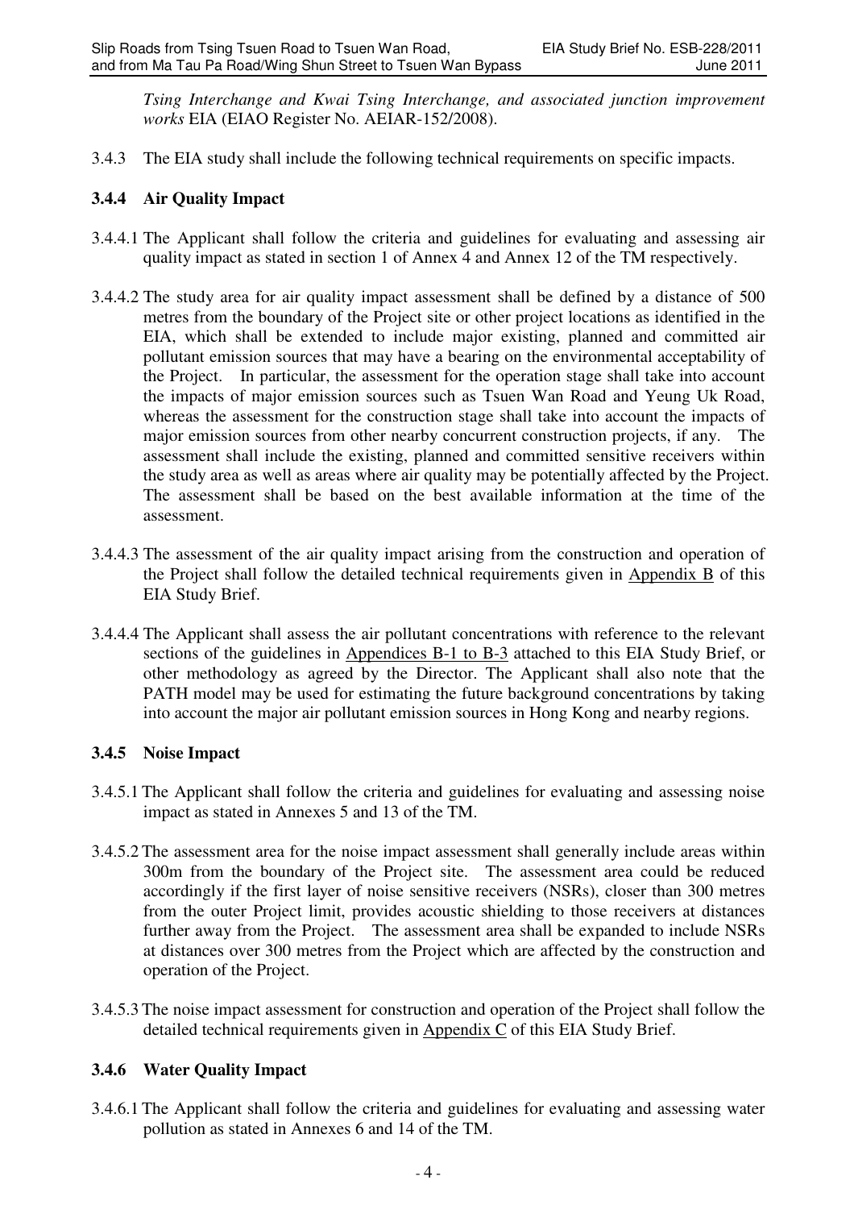*Tsing Interchange and Kwai Tsing Interchange, and associated junction improvement works* EIA (EIAO Register No. AEIAR-152/2008).

3.4.3 The EIA study shall include the following technical requirements on specific impacts.

### 3.4.4 Air Quality Impact

3.4.4.1 The Applicant shall follow the criteria and guidelines for evaluating and assessing air quality impact as stated in section 1 of Annex 4 and Annex 12 of the TM respectively.

3.4.4.2 The study area for air quality impact assessment shall be defined by a distance of 500 metres from the boundary of the Project site or other project locations as identified in the EIA, which shall be extended to include major existing, planned and committed air pollutant emission sources that may have a bearing on the environmental acceptability of the Project. In particular, the assessment for the operation stage shall take into account the impacts of major emission sources such as Tsuen Wan Road and Yeung Uk Road, whereas the assessment for the construction stage shall take into account the impacts of major emission sources from other nearby concurrent construction projects, if any. The assessment shall include the existing, planned and committed sensitive receivers within the study area as well as areas where air quality may be potentially affected by the Project. The assessment shall be based on the best available information at the time of the assessment.

3.4.4.3 The assessment of the air quality impact arising from the construction and operation of the Project shall follow the detailed technical requirements given in Appendix B of this EIA Study Brief.

3.4.4.4 The Applicant shall assess the air pollutant concentrations with reference to the relevant sections of the guidelines in Appendices B-1 to B-3 attached to this EIA Study Brief, or other methodology as agreed by the Director. The Applicant shall also note that the PATH model may be used for estimating the future background concentrations by taking into account the major air pollutant emission sources in Hong Kong and nearby regions.

### 3.4.5 Noise Impact

3.4.5.1 The Applicant shall follow the criteria and guidelines for evaluating and assessing noise impact as stated in Annexes 5 and 13 of the TM.

3.4.5.2 The assessment area for the noise impact assessment shall generally include areas within 300m from the boundary of the Project site. The assessment area could be reduced accordingly if the first layer of noise sensitive receivers (NSRs), closer than 300 metres from the outer Project limit, provides acoustic shielding to those receivers at distances further away from the Project. The assessment area shall be expanded to include NSRs at distances over 300 metres from the Project which are affected by the construction and operation of the Project.

3.4.5.3 The noise impact assessment for construction and operation of the Project shall follow the detailed technical requirements given in Appendix C of this EIA Study Brief.

### 3.4.6 Water Quality Impact

3.4.6.1 The Applicant shall follow the criteria and guidelines for evaluating and assessing water pollution as stated in Annexes 6 and 14 of the TM.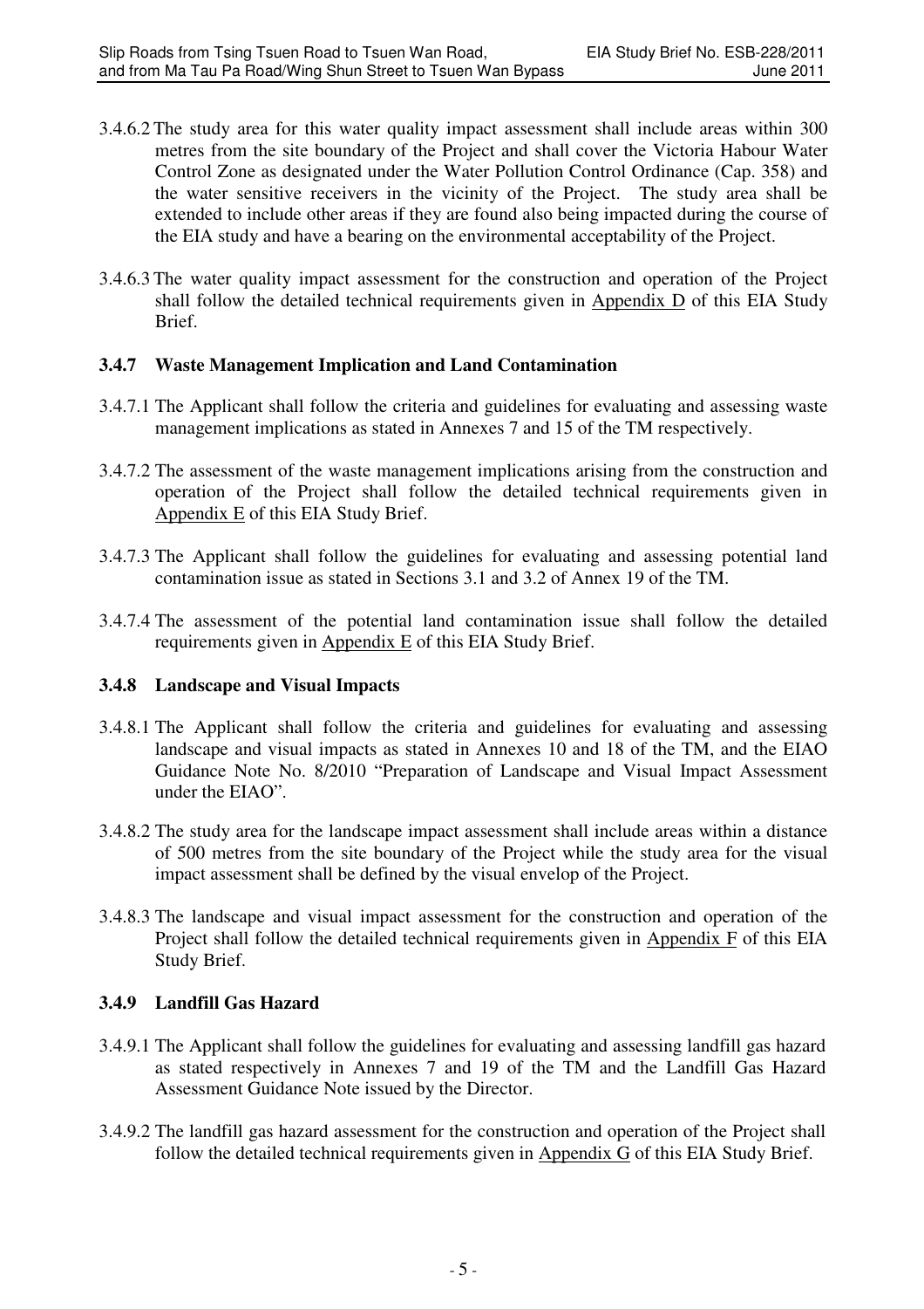3.4.6.2 The study area for this water quality impact assessment shall include areas within 300 metres from the site boundary of the Project and shall cover the Victoria Habour Water Control Zone as designated under the Water Pollution Control Ordinance (Cap. 358) and the water sensitive receivers in the vicinity of the Project. The study area shall be extended to include other areas if they are found also being impacted during the course of the EIA study and have a bearing on the environmental acceptability of the Project.

3.4.6.3 The water quality impact assessment for the construction and operation of the Project shall follow the detailed technical requirements given in Appendix D of this EIA Study Brief.

### 3.4.7 Waste Management Implication and Land Contamination

3.4.7.1 The Applicant shall follow the criteria and guidelines for evaluating and assessing waste management implications as stated in Annexes 7 and 15 of the TM respectively.

3.4.7.2 The assessment of the waste management implications arising from the construction and operation of the Project shall follow the detailed technical requirements given in Appendix E of this EIA Study Brief.

3.4.7.3 The Applicant shall follow the guidelines for evaluating and assessing potential land contamination issue as stated in Sections 3.1 and 3.2 of Annex 19 of the TM.

3.4.7.4 The assessment of the potential land contamination issue shall follow the detailed requirements given in Appendix E of this EIA Study Brief.

### 3.4.8 Landscape and Visual Impacts

3.4.8.1 The Applicant shall follow the criteria and guidelines for evaluating and assessing landscape and visual impacts as stated in Annexes 10 and 18 of the TM, and the EIAO Guidance Note No. 8/2010 "Preparation of Landscape and Visual Impact Assessment under the EIAO".

3.4.8.2 The study area for the landscape impact assessment shall include areas within a distance of 500 metres from the site boundary of the Project while the study area for the visual impact assessment shall be defined by the visual envelop of the Project.

3.4.8.3 The landscape and visual impact assessment for the construction and operation of the Project shall follow the detailed technical requirements given in Appendix F of this EIA Study Brief.

### 3.4.9 Landfill Gas Hazard

3.4.9.1 The Applicant shall follow the guidelines for evaluating and assessing landfill gas hazard as stated respectively in Annexes 7 and 19 of the TM and the Landfill Gas Hazard Assessment Guidance Note issued by the Director.

3.4.9.2 The landfill gas hazard assessment for the construction and operation of the Project shall follow the detailed technical requirements given in Appendix G of this EIA Study Brief.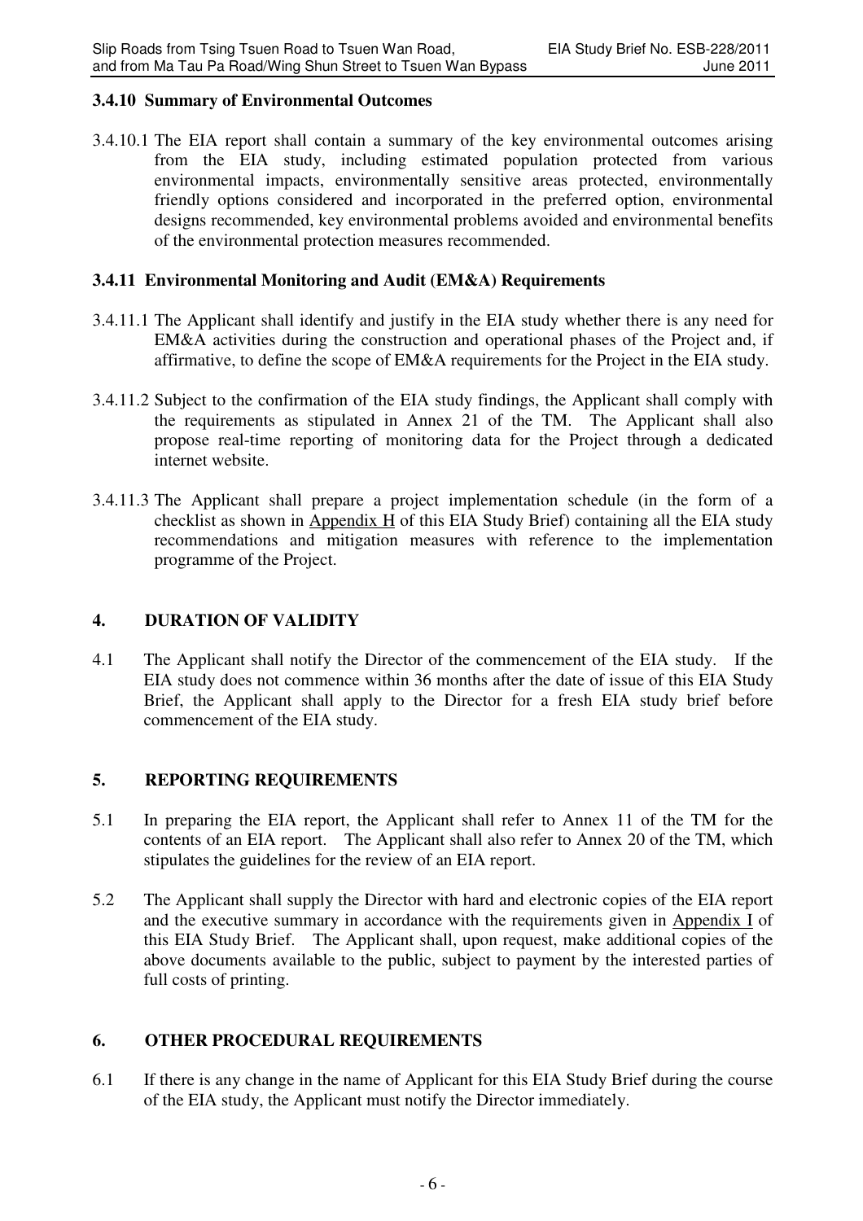### 3.4.10 Summary of Environmental Outcomes

3.4.10.1 The EIA report shall contain a summary of the key environmental outcomes arising from the EIA study, including estimated population protected from various environmental impacts, environmentally sensitive areas protected, environmentally friendly options considered and incorporated in the preferred option, environmental designs recommended, key environmental problems avoided and environmental benefits of the environmental protection measures recommended.

### 3.4.11 Environmental Monitoring and Audit (EM&A) Requirements

3.4.11.1 The Applicant shall identify and justify in the EIA study whether there is any need for EM&A activities during the construction and operational phases of the Project and, if affirmative, to define the scope of EM&A requirements for the Project in the EIA study.

3.4.11.2 Subject to the confirmation of the EIA study findings, the Applicant shall comply with the requirements as stipulated in Annex 21 of the TM. The Applicant shall also propose real-time reporting of monitoring data for the Project through a dedicated internet website.

3.4.11.3 The Applicant shall prepare a project implementation schedule (in the form of a checklist as shown in Appendix H of this EIA Study Brief) containing all the EIA study recommendations and mitigation measures with reference to the implementation programme of the Project.

## 4. DURATION OF VALIDITY

4.1 The Applicant shall notify the Director of the commencement of the EIA study. If the EIA study does not commence within 36 months after the date of issue of this EIA Study Brief, the Applicant shall apply to the Director for a fresh EIA study brief before commencement of the EIA study.

## 5. REPORTING REQUIREMENTS

5.1 In preparing the EIA report, the Applicant shall refer to Annex 11 of the TM for the contents of an EIA report. The Applicant shall also refer to Annex 20 of the TM, which stipulates the guidelines for the review of an EIA report.

5.2 The Applicant shall supply the Director with hard and electronic copies of the EIA report and the executive summary in accordance with the requirements given in Appendix I of this EIA Study Brief. The Applicant shall, upon request, make additional copies of the above documents available to the public, subject to payment by the interested parties of full costs of printing.

## 6. OTHER PROCEDURAL REQUIREMENTS

6.1 If there is any change in the name of Applicant for this EIA Study Brief during the course of the EIA study, the Applicant must notify the Director immediately.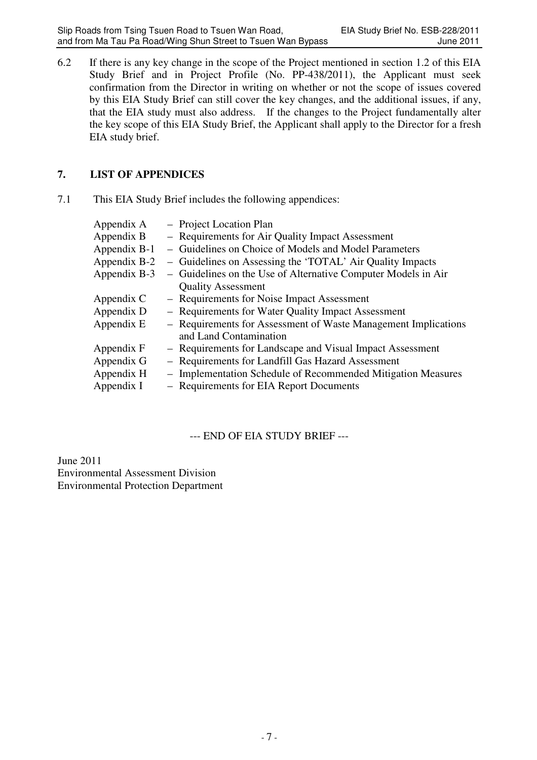6.2 If there is any key change in the scope of the Project mentioned in section 1.2 of this EIA Study Brief and in Project Profile (No. PP-438/2011), the Applicant must seek confirmation from the Director in writing on whether or not the scope of issues covered by this EIA Study Brief can still cover the key changes, and the additional issues, if any, that the EIA study must also address. If the changes to the Project fundamentally alter the key scope of this EIA Study Brief, the Applicant shall apply to the Director for a fresh EIA study brief.

## 7. LIST OF APPENDICES

7.1 This EIA Study Brief includes the following appendices:

| | |
|---|---|
| Appendix A | – Project Location Plan |
| Appendix B | – Requirements for Air Quality Impact Assessment |
| Appendix B-1 | – Guidelines on Choice of Models and Model Parameters |
| Appendix B-2 | – Guidelines on Assessing the 'TOTAL' Air Quality Impacts |
| Appendix B-3 | – Guidelines on the Use of Alternative Computer Models in Air Quality Assessment |
| Appendix C | – Requirements for Noise Impact Assessment |
| Appendix D | – Requirements for Water Quality Impact Assessment |
| Appendix E | – Requirements for Assessment of Waste Management Implications and Land Contamination |
| Appendix F | – Requirements for Landscape and Visual Impact Assessment |
| Appendix G | – Requirements for Landfill Gas Hazard Assessment |
| Appendix H | – Implementation Schedule of Recommended Mitigation Measures |
| Appendix I | – Requirements for EIA Report Documents |

--- END OF EIA STUDY BRIEF ---

June 2011
Environmental Assessment Division
Environmental Protection Department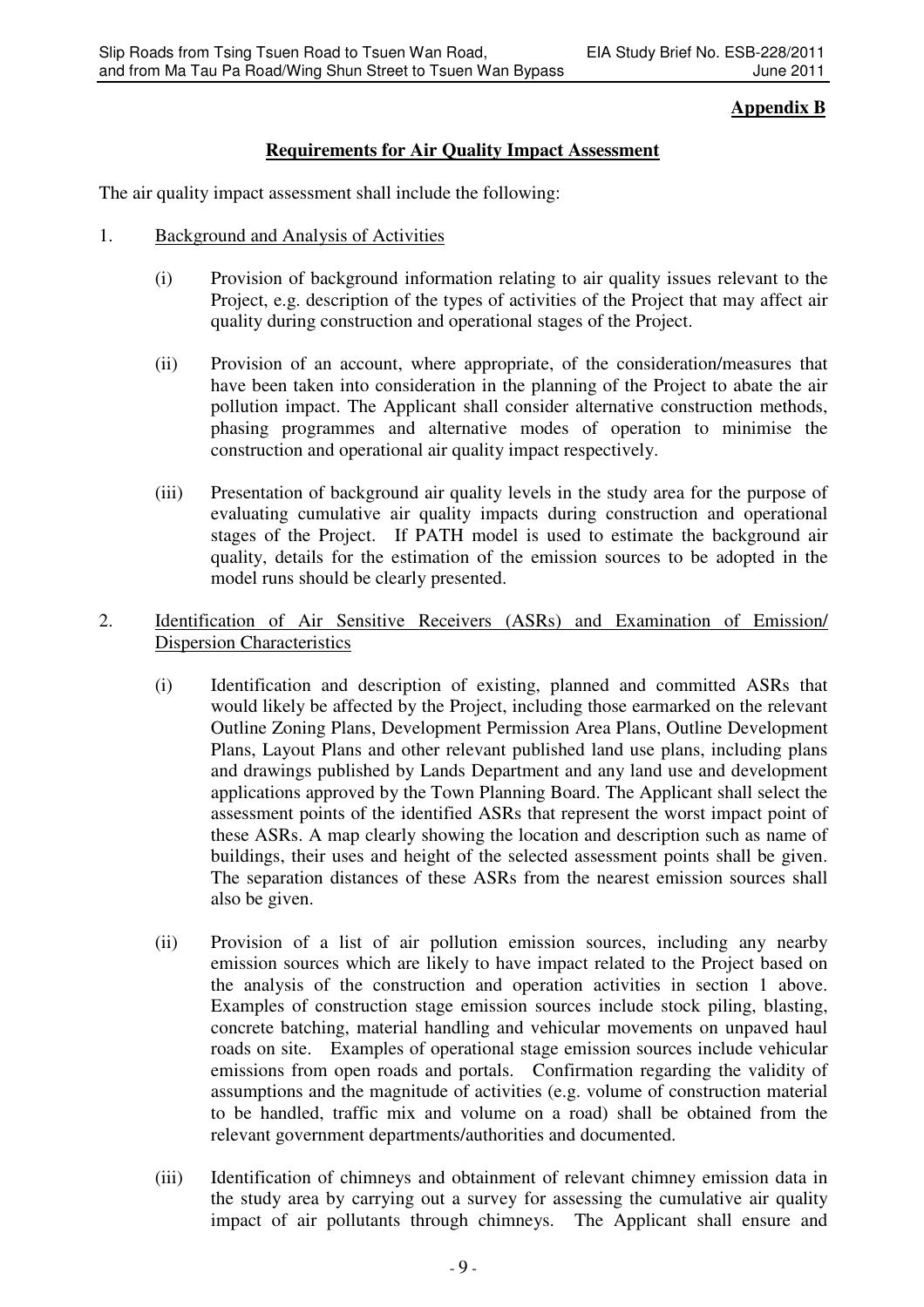**Appendix B**

**Requirements for Air Quality Impact Assessment**

The air quality impact assessment shall include the following:

1. Background and Analysis of Activities

   (i) Provision of background information relating to air quality issues relevant to the Project, e.g. description of the types of activities of the Project that may affect air quality during construction and operational stages of the Project.

   (ii) Provision of an account, where appropriate, of the consideration/measures that have been taken into consideration in the planning of the Project to abate the air pollution impact. The Applicant shall consider alternative construction methods, phasing programmes and alternative modes of operation to minimise the construction and operational air quality impact respectively.

   (iii) Presentation of background air quality levels in the study area for the purpose of evaluating cumulative air quality impacts during construction and operational stages of the Project. If PATH model is used to estimate the background air quality, details for the estimation of the emission sources to be adopted in the model runs should be clearly presented.

2. Identification of Air Sensitive Receivers (ASRs) and Examination of Emission/ Dispersion Characteristics

   (i) Identification and description of existing, planned and committed ASRs that would likely be affected by the Project, including those earmarked on the relevant Outline Zoning Plans, Development Permission Area Plans, Outline Development Plans, Layout Plans and other relevant published land use plans, including plans and drawings published by Lands Department and any land use and development applications approved by the Town Planning Board. The Applicant shall select the assessment points of the identified ASRs that represent the worst impact point of these ASRs. A map clearly showing the location and description such as name of buildings, their uses and height of the selected assessment points shall be given. The separation distances of these ASRs from the nearest emission sources shall also be given.

   (ii) Provision of a list of air pollution emission sources, including any nearby emission sources which are likely to have impact related to the Project based on the analysis of the construction and operation activities in section 1 above. Examples of construction stage emission sources include stock piling, blasting, concrete batching, material handling and vehicular movements on unpaved haul roads on site. Examples of operational stage emission sources include vehicular emissions from open roads and portals. Confirmation regarding the validity of assumptions and the magnitude of activities (e.g. volume of construction material to be handled, traffic mix and volume on a road) shall be obtained from the relevant government departments/authorities and documented.

   (iii) Identification of chimneys and obtainment of relevant chimney emission data in the study area by carrying out a survey for assessing the cumulative air quality impact of air pollutants through chimneys. The Applicant shall ensure and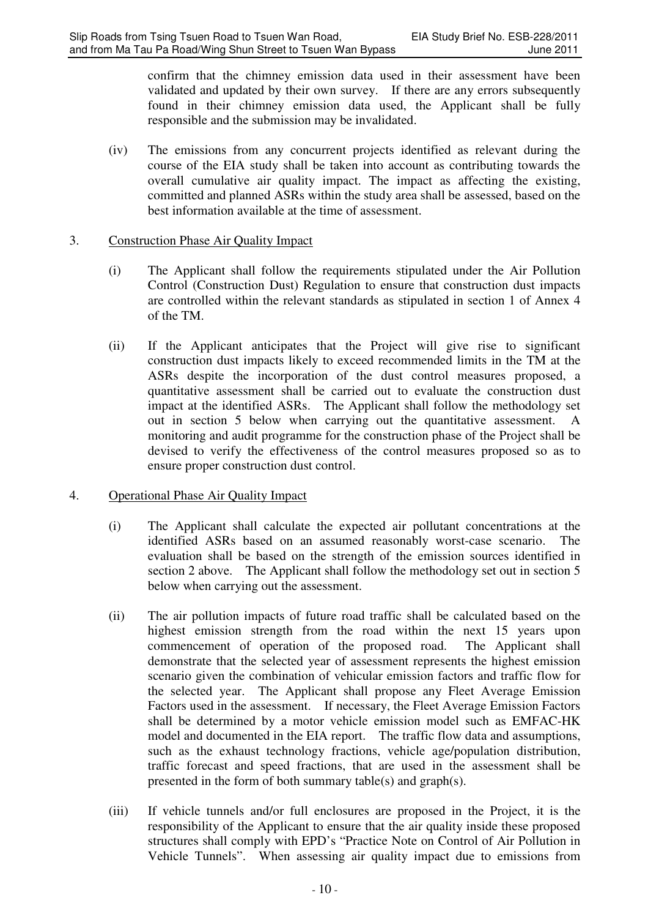confirm that the chimney emission data used in their assessment have been validated and updated by their own survey. If there are any errors subsequently found in their chimney emission data used, the Applicant shall be fully responsible and the submission may be invalidated.

(iv) The emissions from any concurrent projects identified as relevant during the course of the EIA study shall be taken into account as contributing towards the overall cumulative air quality impact. The impact as affecting the existing, committed and planned ASRs within the study area shall be assessed, based on the best information available at the time of assessment.

3. Construction Phase Air Quality Impact

(i) The Applicant shall follow the requirements stipulated under the Air Pollution Control (Construction Dust) Regulation to ensure that construction dust impacts are controlled within the relevant standards as stipulated in section 1 of Annex 4 of the TM.

(ii) If the Applicant anticipates that the Project will give rise to significant construction dust impacts likely to exceed recommended limits in the TM at the ASRs despite the incorporation of the dust control measures proposed, a quantitative assessment shall be carried out to evaluate the construction dust impact at the identified ASRs. The Applicant shall follow the methodology set out in section 5 below when carrying out the quantitative assessment. A monitoring and audit programme for the construction phase of the Project shall be devised to verify the effectiveness of the control measures proposed so as to ensure proper construction dust control.

4. Operational Phase Air Quality Impact

(i) The Applicant shall calculate the expected air pollutant concentrations at the identified ASRs based on an assumed reasonably worst-case scenario. The evaluation shall be based on the strength of the emission sources identified in section 2 above. The Applicant shall follow the methodology set out in section 5 below when carrying out the assessment.

(ii) The air pollution impacts of future road traffic shall be calculated based on the highest emission strength from the road within the next 15 years upon commencement of operation of the proposed road. The Applicant shall demonstrate that the selected year of assessment represents the highest emission scenario given the combination of vehicular emission factors and traffic flow for the selected year. The Applicant shall propose any Fleet Average Emission Factors used in the assessment. If necessary, the Fleet Average Emission Factors shall be determined by a motor vehicle emission model such as EMFAC-HK model and documented in the EIA report. The traffic flow data and assumptions, such as the exhaust technology fractions, vehicle age/population distribution, traffic forecast and speed fractions, that are used in the assessment shall be presented in the form of both summary table(s) and graph(s).

(iii) If vehicle tunnels and/or full enclosures are proposed in the Project, it is the responsibility of the Applicant to ensure that the air quality inside these proposed structures shall comply with EPD's "Practice Note on Control of Air Pollution in Vehicle Tunnels". When assessing air quality impact due to emissions from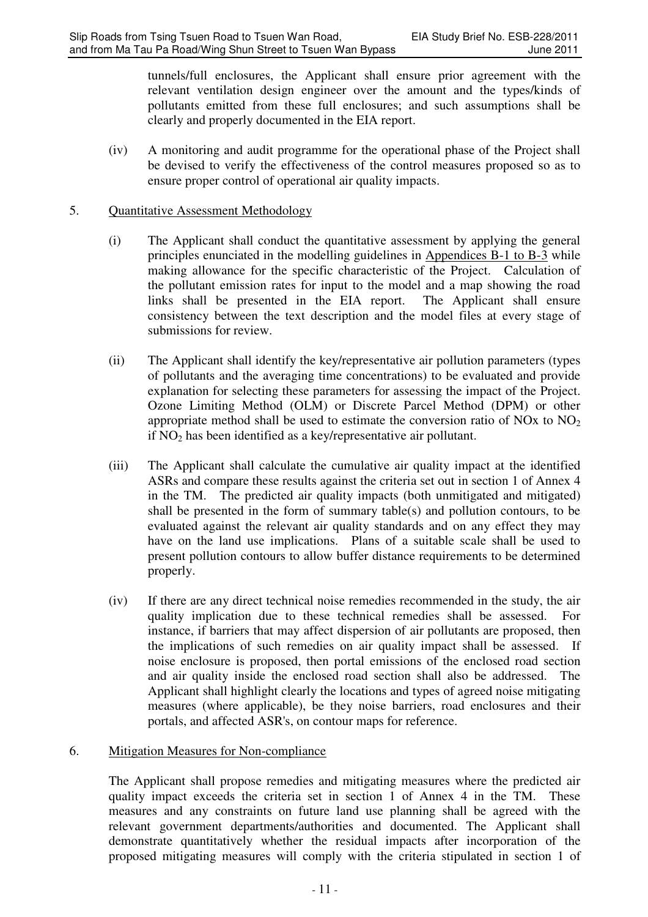tunnels/full enclosures, the Applicant shall ensure prior agreement with the relevant ventilation design engineer over the amount and the types/kinds of pollutants emitted from these full enclosures; and such assumptions shall be clearly and properly documented in the EIA report.

(iv) A monitoring and audit programme for the operational phase of the Project shall be devised to verify the effectiveness of the control measures proposed so as to ensure proper control of operational air quality impacts.

5. Quantitative Assessment Methodology

(i) The Applicant shall conduct the quantitative assessment by applying the general principles enunciated in the modelling guidelines in Appendices B-1 to B-3 while making allowance for the specific characteristic of the Project. Calculation of the pollutant emission rates for input to the model and a map showing the road links shall be presented in the EIA report. The Applicant shall ensure consistency between the text description and the model files at every stage of submissions for review.

(ii) The Applicant shall identify the key/representative air pollution parameters (types of pollutants and the averaging time concentrations) to be evaluated and provide explanation for selecting these parameters for assessing the impact of the Project. Ozone Limiting Method (OLM) or Discrete Parcel Method (DPM) or other appropriate method shall be used to estimate the conversion ratio of NOx to $NO_2$ if $NO_2$ has been identified as a key/representative air pollutant.

(iii) The Applicant shall calculate the cumulative air quality impact at the identified ASRs and compare these results against the criteria set out in section 1 of Annex 4 in the TM. The predicted air quality impacts (both unmitigated and mitigated) shall be presented in the form of summary table(s) and pollution contours, to be evaluated against the relevant air quality standards and on any effect they may have on the land use implications. Plans of a suitable scale shall be used to present pollution contours to allow buffer distance requirements to be determined properly.

(iv) If there are any direct technical noise remedies recommended in the study, the air quality implication due to these technical remedies shall be assessed. For instance, if barriers that may affect dispersion of air pollutants are proposed, then the implications of such remedies on air quality impact shall be assessed. If noise enclosure is proposed, then portal emissions of the enclosed road section and air quality inside the enclosed road section shall also be addressed. The Applicant shall highlight clearly the locations and types of agreed noise mitigating measures (where applicable), be they noise barriers, road enclosures and their portals, and affected ASR's, on contour maps for reference.

6. Mitigation Measures for Non-compliance

The Applicant shall propose remedies and mitigating measures where the predicted air quality impact exceeds the criteria set in section 1 of Annex 4 in the TM. These measures and any constraints on future land use planning shall be agreed with the relevant government departments/authorities and documented. The Applicant shall demonstrate quantitatively whether the residual impacts after incorporation of the proposed mitigating measures will comply with the criteria stipulated in section 1 of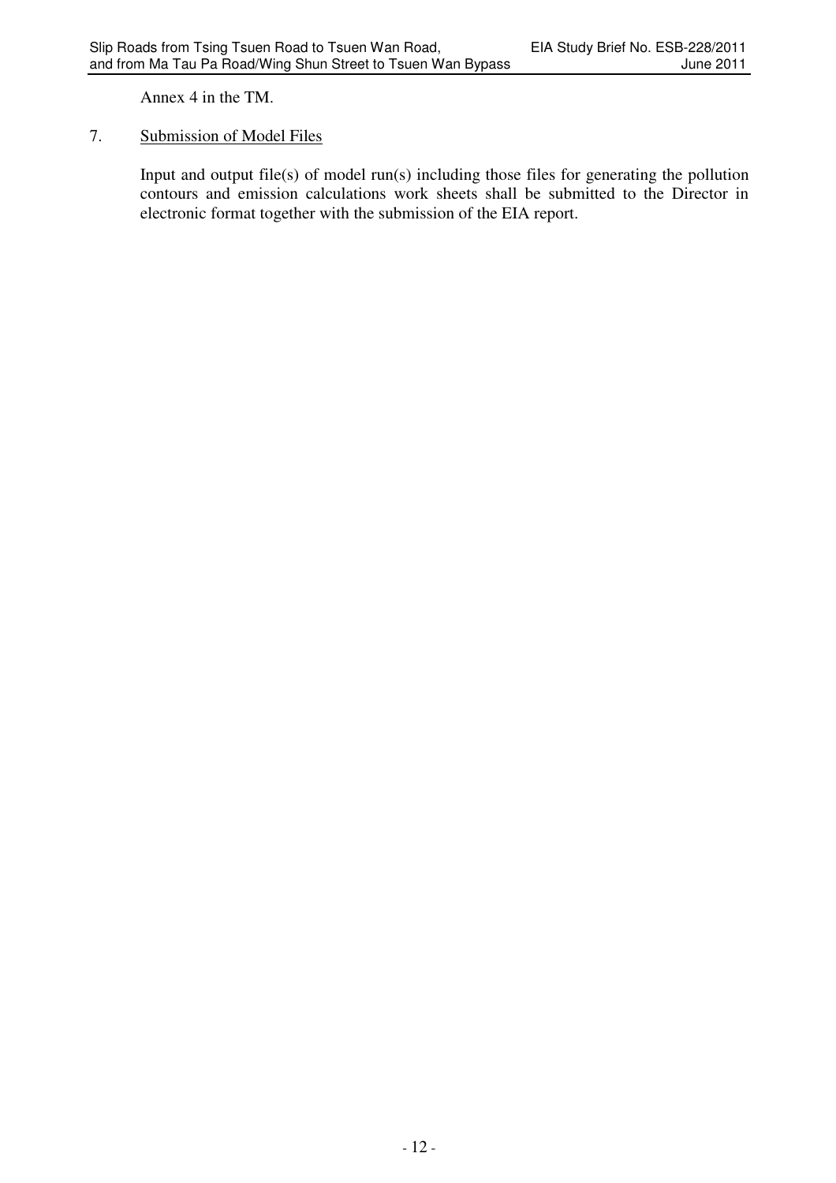Annex 4 in the TM.

7. Submission of Model Files

Input and output file(s) of model run(s) including those files for generating the pollution contours and emission calculations work sheets shall be submitted to the Director in electronic format together with the submission of the EIA report.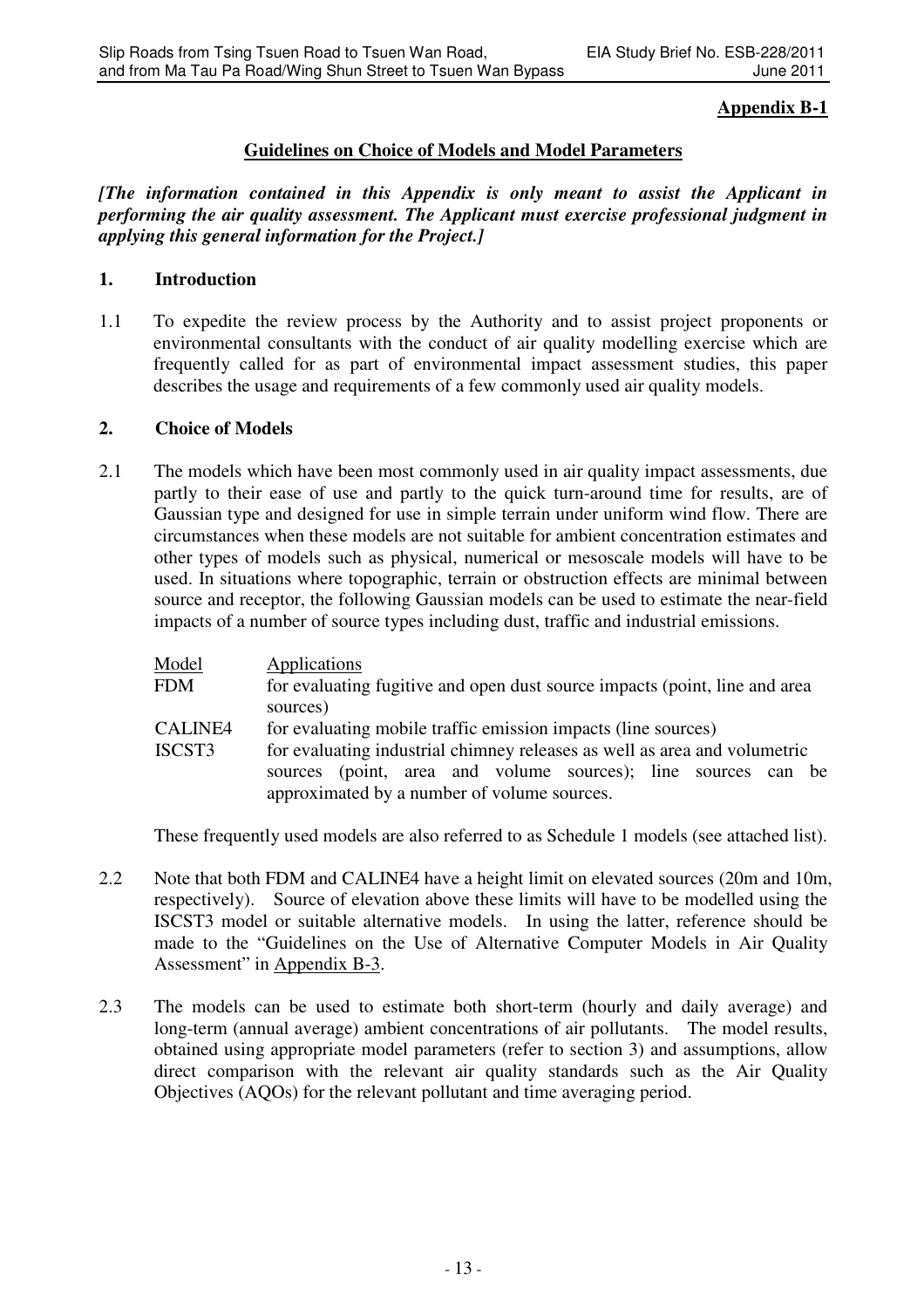**Appendix B-1**

## Guidelines on Choice of Models and Model Parameters

***[The information contained in this Appendix is only meant to assist the Applicant in performing the air quality assessment. The Applicant must exercise professional judgment in applying this general information for the Project.]***

### 1. Introduction

1.1 To expedite the review process by the Authority and to assist project proponents or environmental consultants with the conduct of air quality modelling exercise which are frequently called for as part of environmental impact assessment studies, this paper describes the usage and requirements of a few commonly used air quality models.

### 2. Choice of Models

2.1 The models which have been most commonly used in air quality impact assessments, due partly to their ease of use and partly to the quick turn-around time for results, are of Gaussian type and designed for use in simple terrain under uniform wind flow. There are circumstances when these models are not suitable for ambient concentration estimates and other types of models such as physical, numerical or mesoscale models will have to be used. In situations where topographic, terrain or obstruction effects are minimal between source and receptor, the following Gaussian models can be used to estimate the near-field impacts of a number of source types including dust, traffic and industrial emissions.

| Model | Applications |
|---|---|
| FDM | for evaluating fugitive and open dust source impacts (point, line and area sources) |
| CALINE4 | for evaluating mobile traffic emission impacts (line sources) |
| ISCST3 | for evaluating industrial chimney releases as well as area and volumetric sources (point, area and volume sources); line sources can be approximated by a number of volume sources. |

These frequently used models are also referred to as Schedule 1 models (see attached list).

2.2 Note that both FDM and CALINE4 have a height limit on elevated sources (20m and 10m, respectively). Source of elevation above these limits will have to be modelled using the ISCST3 model or suitable alternative models. In using the latter, reference should be made to the "Guidelines on the Use of Alternative Computer Models in Air Quality Assessment" in Appendix B-3.

2.3 The models can be used to estimate both short-term (hourly and daily average) and long-term (annual average) ambient concentrations of air pollutants. The model results, obtained using appropriate model parameters (refer to section 3) and assumptions, allow direct comparison with the relevant air quality standards such as the Air Quality Objectives (AQOs) for the relevant pollutant and time averaging period.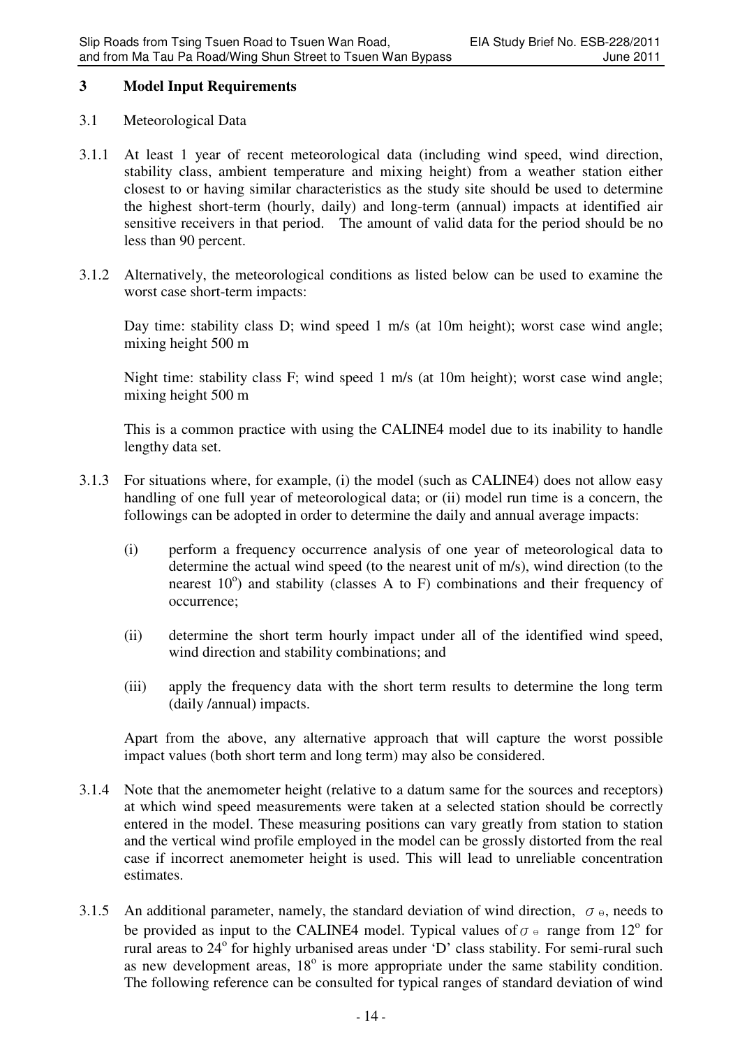## 3 Model Input Requirements

3.1 Meteorological Data

3.1.1 At least 1 year of recent meteorological data (including wind speed, wind direction, stability class, ambient temperature and mixing height) from a weather station either closest to or having similar characteristics as the study site should be used to determine the highest short-term (hourly, daily) and long-term (annual) impacts at identified air sensitive receivers in that period. The amount of valid data for the period should be no less than 90 percent.

3.1.2 Alternatively, the meteorological conditions as listed below can be used to examine the worst case short-term impacts:

Day time: stability class D; wind speed 1 m/s (at 10m height); worst case wind angle; mixing height 500 m

Night time: stability class F; wind speed 1 m/s (at 10m height); worst case wind angle; mixing height 500 m

This is a common practice with using the CALINE4 model due to its inability to handle lengthy data set.

3.1.3 For situations where, for example, (i) the model (such as CALINE4) does not allow easy handling of one full year of meteorological data; or (ii) model run time is a concern, the followings can be adopted in order to determine the daily and annual average impacts:

(i) perform a frequency occurrence analysis of one year of meteorological data to determine the actual wind speed (to the nearest unit of m/s), wind direction (to the nearest $10^o$) and stability (classes A to F) combinations and their frequency of occurrence;

(ii) determine the short term hourly impact under all of the identified wind speed, wind direction and stability combinations; and

(iii) apply the frequency data with the short term results to determine the long term (daily /annual) impacts.

Apart from the above, any alternative approach that will capture the worst possible impact values (both short term and long term) may also be considered.

3.1.4 Note that the anemometer height (relative to a datum same for the sources and receptors) at which wind speed measurements were taken at a selected station should be correctly entered in the model. These measuring positions can vary greatly from station to station and the vertical wind profile employed in the model can be grossly distorted from the real case if incorrect anemometer height is used. This will lead to unreliable concentration estimates.

3.1.5 An additional parameter, namely, the standard deviation of wind direction, $\sigma_\theta$, needs to be provided as input to the CALINE4 model. Typical values of $\sigma_\theta$ range from $12^o$ for rural areas to $24^o$ for highly urbanised areas under 'D' class stability. For semi-rural such as new development areas, $18^o$ is more appropriate under the same stability condition. The following reference can be consulted for typical ranges of standard deviation of wind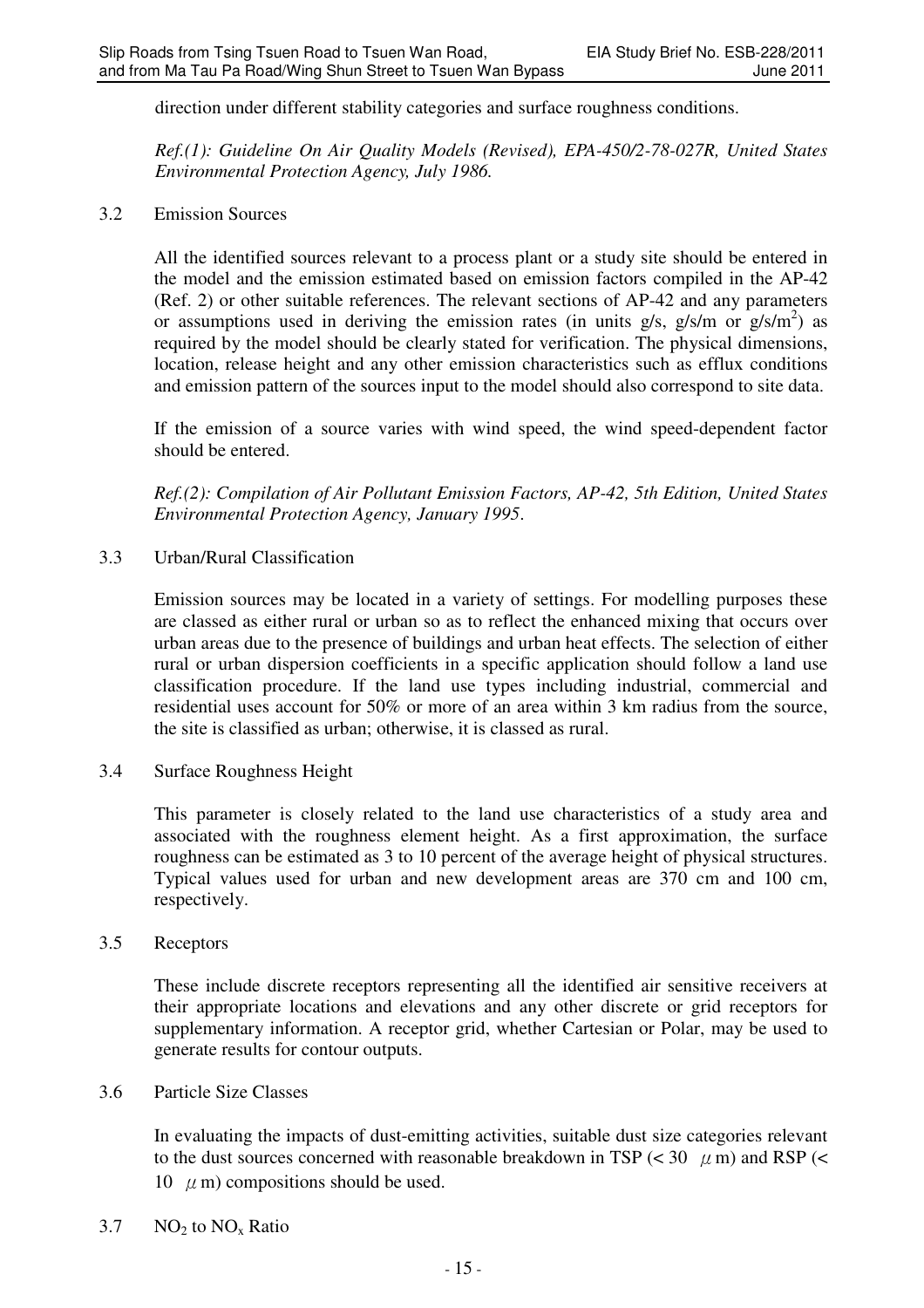direction under different stability categories and surface roughness conditions.

*Ref.(1): Guideline On Air Quality Models (Revised), EPA-450/2-78-027R, United States Environmental Protection Agency, July 1986.*

### 3.2 Emission Sources

All the identified sources relevant to a process plant or a study site should be entered in the model and the emission estimated based on emission factors compiled in the AP-42 (Ref. 2) or other suitable references. The relevant sections of AP-42 and any parameters or assumptions used in deriving the emission rates (in units g/s, g/s/m or g/s/m$^2$) as required by the model should be clearly stated for verification. The physical dimensions, location, release height and any other emission characteristics such as efflux conditions and emission pattern of the sources input to the model should also correspond to site data.

If the emission of a source varies with wind speed, the wind speed-dependent factor should be entered.

*Ref.(2): Compilation of Air Pollutant Emission Factors, AP-42, 5th Edition, United States Environmental Protection Agency, January 1995.*

### 3.3 Urban/Rural Classification

Emission sources may be located in a variety of settings. For modelling purposes these are classed as either rural or urban so as to reflect the enhanced mixing that occurs over urban areas due to the presence of buildings and urban heat effects. The selection of either rural or urban dispersion coefficients in a specific application should follow a land use classification procedure. If the land use types including industrial, commercial and residential uses account for 50% or more of an area within 3 km radius from the source, the site is classified as urban; otherwise, it is classed as rural.

### 3.4 Surface Roughness Height

This parameter is closely related to the land use characteristics of a study area and associated with the roughness element height. As a first approximation, the surface roughness can be estimated as 3 to 10 percent of the average height of physical structures. Typical values used for urban and new development areas are 370 cm and 100 cm, respectively.

### 3.5 Receptors

These include discrete receptors representing all the identified air sensitive receivers at their appropriate locations and elevations and any other discrete or grid receptors for supplementary information. A receptor grid, whether Cartesian or Polar, may be used to generate results for contour outputs.

### 3.6 Particle Size Classes

In evaluating the impacts of dust-emitting activities, suitable dust size categories relevant to the dust sources concerned with reasonable breakdown in TSP (< 30 $\mu$m) and RSP (< 10 $\mu$m) compositions should be used.

### 3.7 $NO_2$ to $NO_x$ Ratio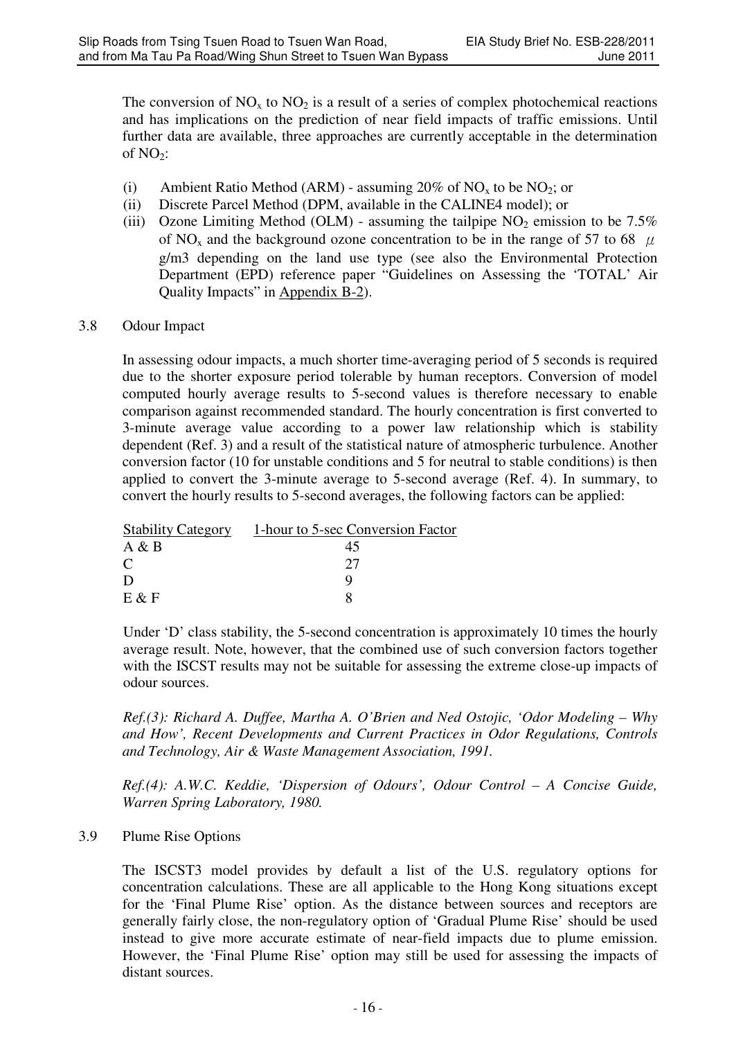The conversion of $NO_x$ to $NO_2$ is a result of a series of complex photochemical reactions and has implications on the prediction of near field impacts of traffic emissions. Until further data are available, three approaches are currently acceptable in the determination of $NO_2$:

(i) Ambient Ratio Method (ARM) - assuming 20% of $NO_x$ to be $NO_2$; or
(ii) Discrete Parcel Method (DPM, available in the CALINE4 model); or
(iii) Ozone Limiting Method (OLM) - assuming the tailpipe $NO_2$ emission to be 7.5% of $NO_x$ and the background ozone concentration to be in the range of 57 to 68 $\mu$ g/m3 depending on the land use type (see also the Environmental Protection Department (EPD) reference paper "Guidelines on Assessing the 'TOTAL' Air Quality Impacts" in Appendix B-2).

3.8 Odour Impact

In assessing odour impacts, a much shorter time-averaging period of 5 seconds is required due to the shorter exposure period tolerable by human receptors. Conversion of model computed hourly average results to 5-second values is therefore necessary to enable comparison against recommended standard. The hourly concentration is first converted to 3-minute average value according to a power law relationship which is stability dependent (Ref. 3) and a result of the statistical nature of atmospheric turbulence. Another conversion factor (10 for unstable conditions and 5 for neutral to stable conditions) is then applied to convert the 3-minute average to 5-second average (Ref. 4). In summary, to convert the hourly results to 5-second averages, the following factors can be applied:

| Stability Category | 1-hour to 5-sec Conversion Factor |
| --- | --- |
| A & B | 45 |
| C | 27 |
| D | 9 |
| E & F | 8 |

Under 'D' class stability, the 5-second concentration is approximately 10 times the hourly average result. Note, however, that the combined use of such conversion factors together with the ISCST results may not be suitable for assessing the extreme close-up impacts of odour sources.

*Ref.(3): Richard A. Duffee, Martha A. O'Brien and Ned Ostojic, 'Odor Modeling – Why and How', Recent Developments and Current Practices in Odor Regulations, Controls and Technology, Air & Waste Management Association, 1991.*

*Ref.(4): A.W.C. Keddie, 'Dispersion of Odours', Odour Control – A Concise Guide, Warren Spring Laboratory, 1980.*

3.9 Plume Rise Options

The ISCST3 model provides by default a list of the U.S. regulatory options for concentration calculations. These are all applicable to the Hong Kong situations except for the 'Final Plume Rise' option. As the distance between sources and receptors are generally fairly close, the non-regulatory option of 'Gradual Plume Rise' should be used instead to give more accurate estimate of near-field impacts due to plume emission. However, the 'Final Plume Rise' option may still be used for assessing the impacts of distant sources.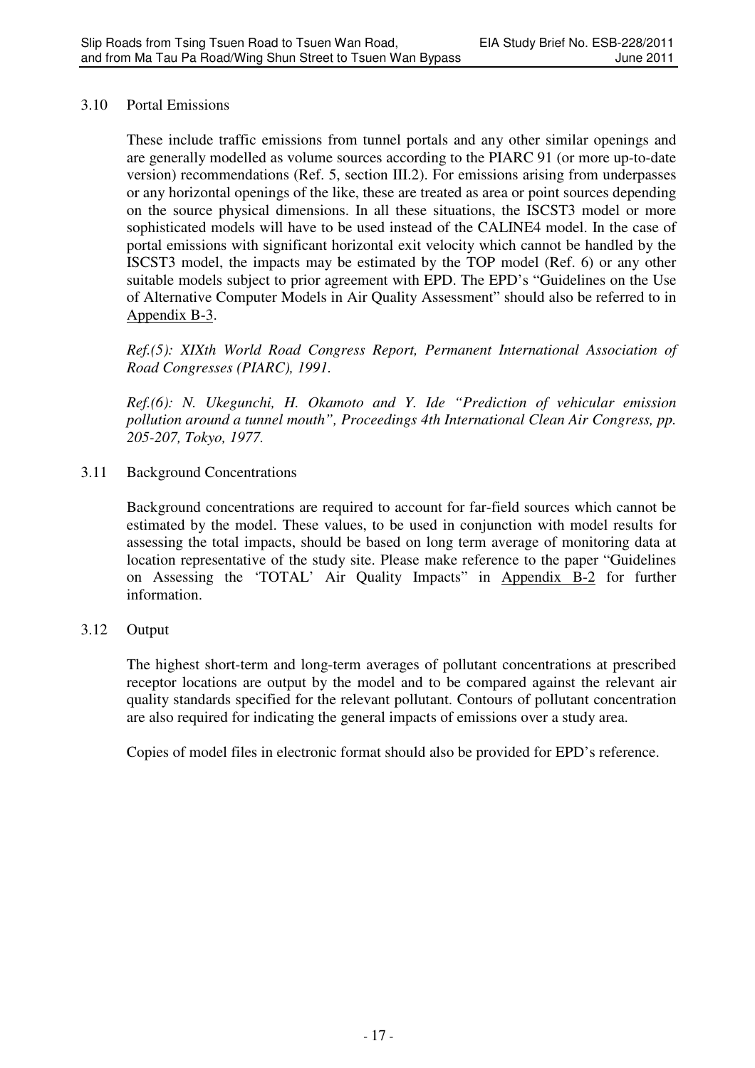3.10 Portal Emissions

These include traffic emissions from tunnel portals and any other similar openings and are generally modelled as volume sources according to the PIARC 91 (or more up-to-date version) recommendations (Ref. 5, section III.2). For emissions arising from underpasses or any horizontal openings of the like, these are treated as area or point sources depending on the source physical dimensions. In all these situations, the ISCST3 model or more sophisticated models will have to be used instead of the CALINE4 model. In the case of portal emissions with significant horizontal exit velocity which cannot be handled by the ISCST3 model, the impacts may be estimated by the TOP model (Ref. 6) or any other suitable models subject to prior agreement with EPD. The EPD's "Guidelines on the Use of Alternative Computer Models in Air Quality Assessment" should also be referred to in Appendix B-3.

*Ref.(5): XIXth World Road Congress Report, Permanent International Association of Road Congresses (PIARC), 1991.*

*Ref.(6): N. Ukegunchi, H. Okamoto and Y. Ide "Prediction of vehicular emission pollution around a tunnel mouth", Proceedings 4th International Clean Air Congress, pp. 205-207, Tokyo, 1977.*

3.11 Background Concentrations

Background concentrations are required to account for far-field sources which cannot be estimated by the model. These values, to be used in conjunction with model results for assessing the total impacts, should be based on long term average of monitoring data at location representative of the study site. Please make reference to the paper "Guidelines on Assessing the 'TOTAL' Air Quality Impacts" in Appendix B-2 for further information.

3.12 Output

The highest short-term and long-term averages of pollutant concentrations at prescribed receptor locations are output by the model and to be compared against the relevant air quality standards specified for the relevant pollutant. Contours of pollutant concentration are also required for indicating the general impacts of emissions over a study area.

Copies of model files in electronic format should also be provided for EPD's reference.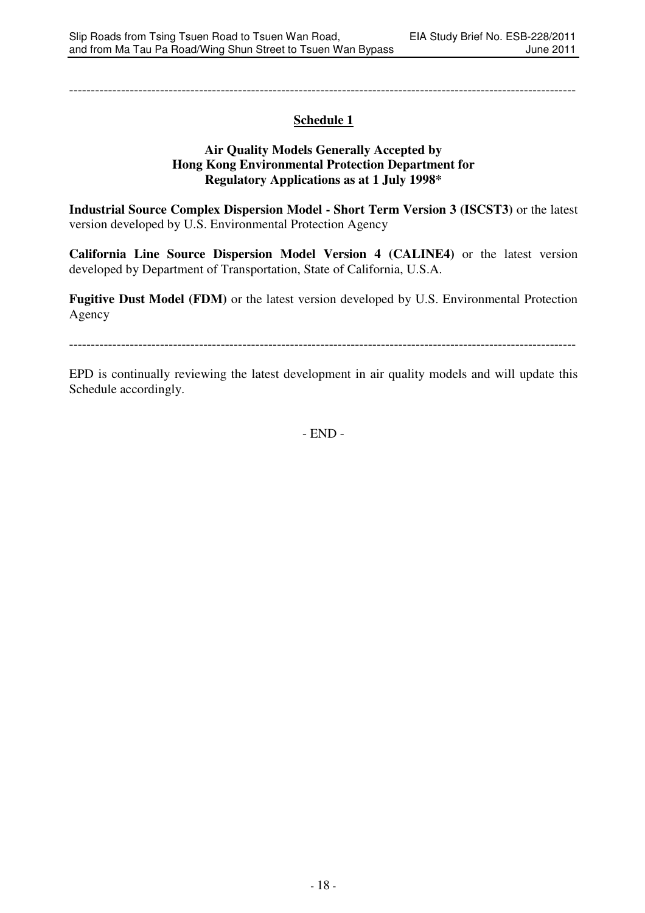---

## Schedule 1

### Air Quality Models Generally Accepted by Hong Kong Environmental Protection Department for Regulatory Applications as at 1 July 1998*

**Industrial Source Complex Dispersion Model - Short Term Version 3 (ISCST3)** or the latest version developed by U.S. Environmental Protection Agency

**California Line Source Dispersion Model Version 4 (CALINE4)** or the latest version developed by Department of Transportation, State of California, U.S.A.

**Fugitive Dust Model (FDM)** or the latest version developed by U.S. Environmental Protection Agency

---

EPD is continually reviewing the latest development in air quality models and will update this Schedule accordingly.

- END -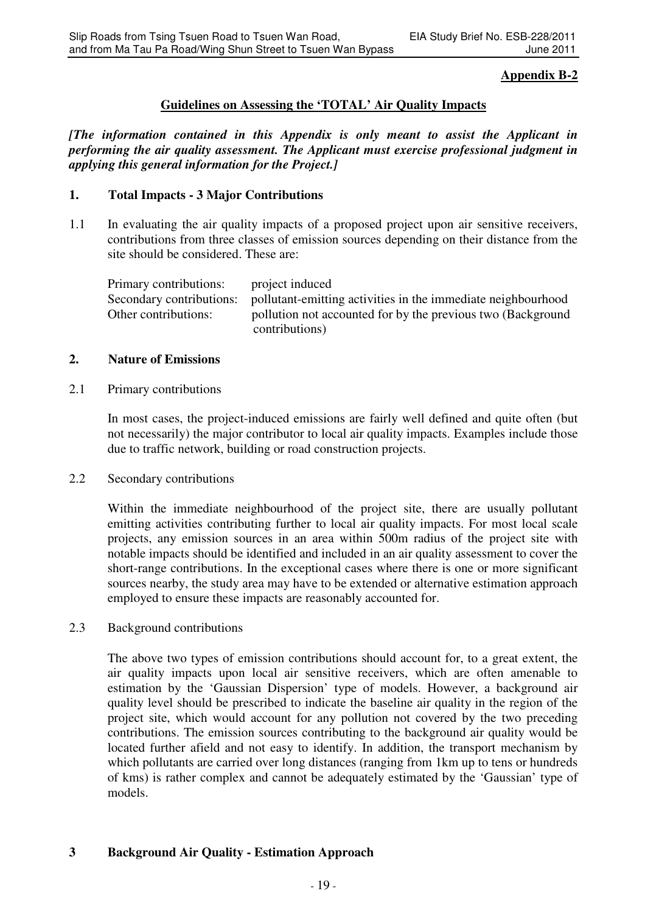**Appendix B-2**

## Guidelines on Assessing the 'TOTAL' Air Quality Impacts

***[The information contained in this Appendix is only meant to assist the Applicant in performing the air quality assessment. The Applicant must exercise professional judgment in applying this general information for the Project.]***

### 1. Total Impacts - 3 Major Contributions

1.1 In evaluating the air quality impacts of a proposed project upon air sensitive receivers, contributions from three classes of emission sources depending on their distance from the site should be considered. These are:

| | |
|---|---|
| Primary contributions: | project induced |
| Secondary contributions: | pollutant-emitting activities in the immediate neighbourhood |
| Other contributions: | pollution not accounted for by the previous two (Background contributions) |

### 2. Nature of Emissions

2.1 Primary contributions

In most cases, the project-induced emissions are fairly well defined and quite often (but not necessarily) the major contributor to local air quality impacts. Examples include those due to traffic network, building or road construction projects.

2.2 Secondary contributions

Within the immediate neighbourhood of the project site, there are usually pollutant emitting activities contributing further to local air quality impacts. For most local scale projects, any emission sources in an area within 500m radius of the project site with notable impacts should be identified and included in an air quality assessment to cover the short-range contributions. In the exceptional cases where there is one or more significant sources nearby, the study area may have to be extended or alternative estimation approach employed to ensure these impacts are reasonably accounted for.

2.3 Background contributions

The above two types of emission contributions should account for, to a great extent, the air quality impacts upon local air sensitive receivers, which are often amenable to estimation by the 'Gaussian Dispersion' type of models. However, a background air quality level should be prescribed to indicate the baseline air quality in the region of the project site, which would account for any pollution not covered by the two preceding contributions. The emission sources contributing to the background air quality would be located further afield and not easy to identify. In addition, the transport mechanism by which pollutants are carried over long distances (ranging from 1km up to tens or hundreds of kms) is rather complex and cannot be adequately estimated by the 'Gaussian' type of models.

### 3 Background Air Quality - Estimation Approach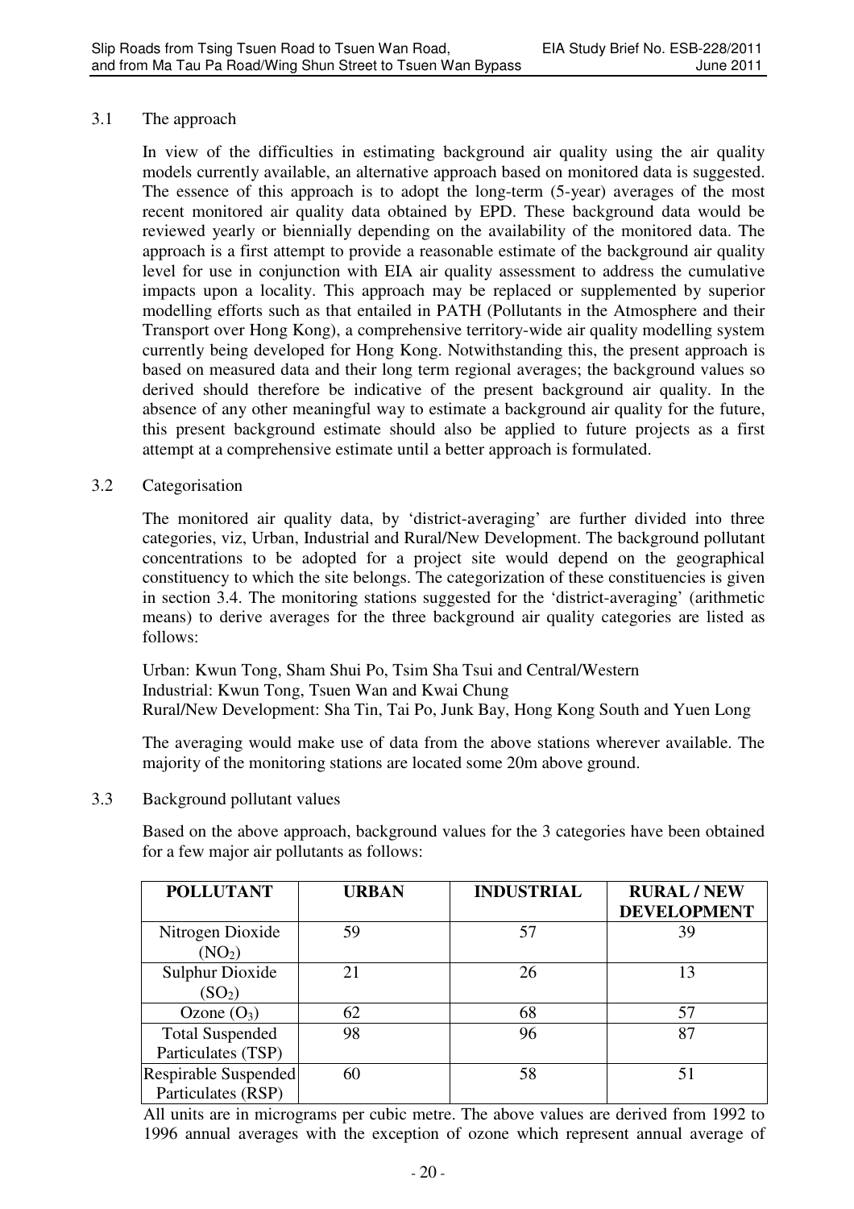3.1 The approach

In view of the difficulties in estimating background air quality using the air quality models currently available, an alternative approach based on monitored data is suggested. The essence of this approach is to adopt the long-term (5-year) averages of the most recent monitored air quality data obtained by EPD. These background data would be reviewed yearly or biennially depending on the availability of the monitored data. The approach is a first attempt to provide a reasonable estimate of the background air quality level for use in conjunction with EIA air quality assessment to address the cumulative impacts upon a locality. This approach may be replaced or supplemented by superior modelling efforts such as that entailed in PATH (Pollutants in the Atmosphere and their Transport over Hong Kong), a comprehensive territory-wide air quality modelling system currently being developed for Hong Kong. Notwithstanding this, the present approach is based on measured data and their long term regional averages; the background values so derived should therefore be indicative of the present background air quality. In the absence of any other meaningful way to estimate a background air quality for the future, this present background estimate should also be applied to future projects as a first attempt at a comprehensive estimate until a better approach is formulated.

3.2 Categorisation

The monitored air quality data, by 'district-averaging' are further divided into three categories, viz, Urban, Industrial and Rural/New Development. The background pollutant concentrations to be adopted for a project site would depend on the geographical constituency to which the site belongs. The categorization of these constituencies is given in section 3.4. The monitoring stations suggested for the 'district-averaging' (arithmetic means) to derive averages for the three background air quality categories are listed as follows:

Urban: Kwun Tong, Sham Shui Po, Tsim Sha Tsui and Central/Western
Industrial: Kwun Tong, Tsuen Wan and Kwai Chung
Rural/New Development: Sha Tin, Tai Po, Junk Bay, Hong Kong South and Yuen Long

The averaging would make use of data from the above stations wherever available. The majority of the monitoring stations are located some 20m above ground.

3.3 Background pollutant values

Based on the above approach, background values for the 3 categories have been obtained for a few major air pollutants as follows:

| POLLUTANT | URBAN | INDUSTRIAL | RURAL / NEW DEVELOPMENT |
|---|---|---|---|
| Nitrogen Dioxide ($NO_2$) | 59 | 57 | 39 |
| Sulphur Dioxide ($SO_2$) | 21 | 26 | 13 |
| Ozone ($O_3$) | 62 | 68 | 57 |
| Total Suspended Particulates (TSP) | 98 | 96 | 87 |
| Respirable Suspended Particulates (RSP) | 60 | 58 | 51 |

All units are in micrograms per cubic metre. The above values are derived from 1992 to 1996 annual averages with the exception of ozone which represent annual average of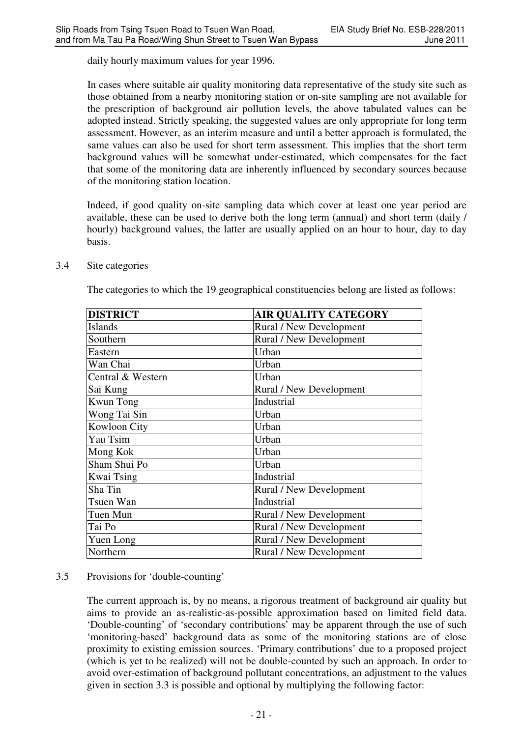daily hourly maximum values for year 1996.

In cases where suitable air quality monitoring data representative of the study site such as those obtained from a nearby monitoring station or on-site sampling are not available for the prescription of background air pollution levels, the above tabulated values can be adopted instead. Strictly speaking, the suggested values are only appropriate for long term assessment. However, as an interim measure and until a better approach is formulated, the same values can also be used for short term assessment. This implies that the short term background values will be somewhat under-estimated, which compensates for the fact that some of the monitoring data are inherently influenced by secondary sources because of the monitoring station location.

Indeed, if good quality on-site sampling data which cover at least one year period are available, these can be used to derive both the long term (annual) and short term (daily / hourly) background values, the latter are usually applied on an hour to hour, day to day basis.

3.4 Site categories

The categories to which the 19 geographical constituencies belong are listed as follows:

| **DISTRICT** | **AIR QUALITY CATEGORY** |
|---|---|
| Islands | Rural / New Development |
| Southern | Rural / New Development |
| Eastern | Urban |
| Wan Chai | Urban |
| Central & Western | Urban |
| Sai Kung | Rural / New Development |
| Kwun Tong | Industrial |
| Wong Tai Sin | Urban |
| Kowloon City | Urban |
| Yau Tsim | Urban |
| Mong Kok | Urban |
| Sham Shui Po | Urban |
| Kwai Tsing | Industrial |
| Sha Tin | Rural / New Development |
| Tsuen Wan | Industrial |
| Tuen Mun | Rural / New Development |
| Tai Po | Rural / New Development |
| Yuen Long | Rural / New Development |
| Northern | Rural / New Development |

3.5 Provisions for 'double-counting'

The current approach is, by no means, a rigorous treatment of background air quality but aims to provide an as-realistic-as-possible approximation based on limited field data. 'Double-counting' of 'secondary contributions' may be apparent through the use of such 'monitoring-based' background data as some of the monitoring stations are of close proximity to existing emission sources. 'Primary contributions' due to a proposed project (which is yet to be realized) will not be double-counted by such an approach. In order to avoid over-estimation of background pollutant concentrations, an adjustment to the values given in section 3.3 is possible and optional by multiplying the following factor: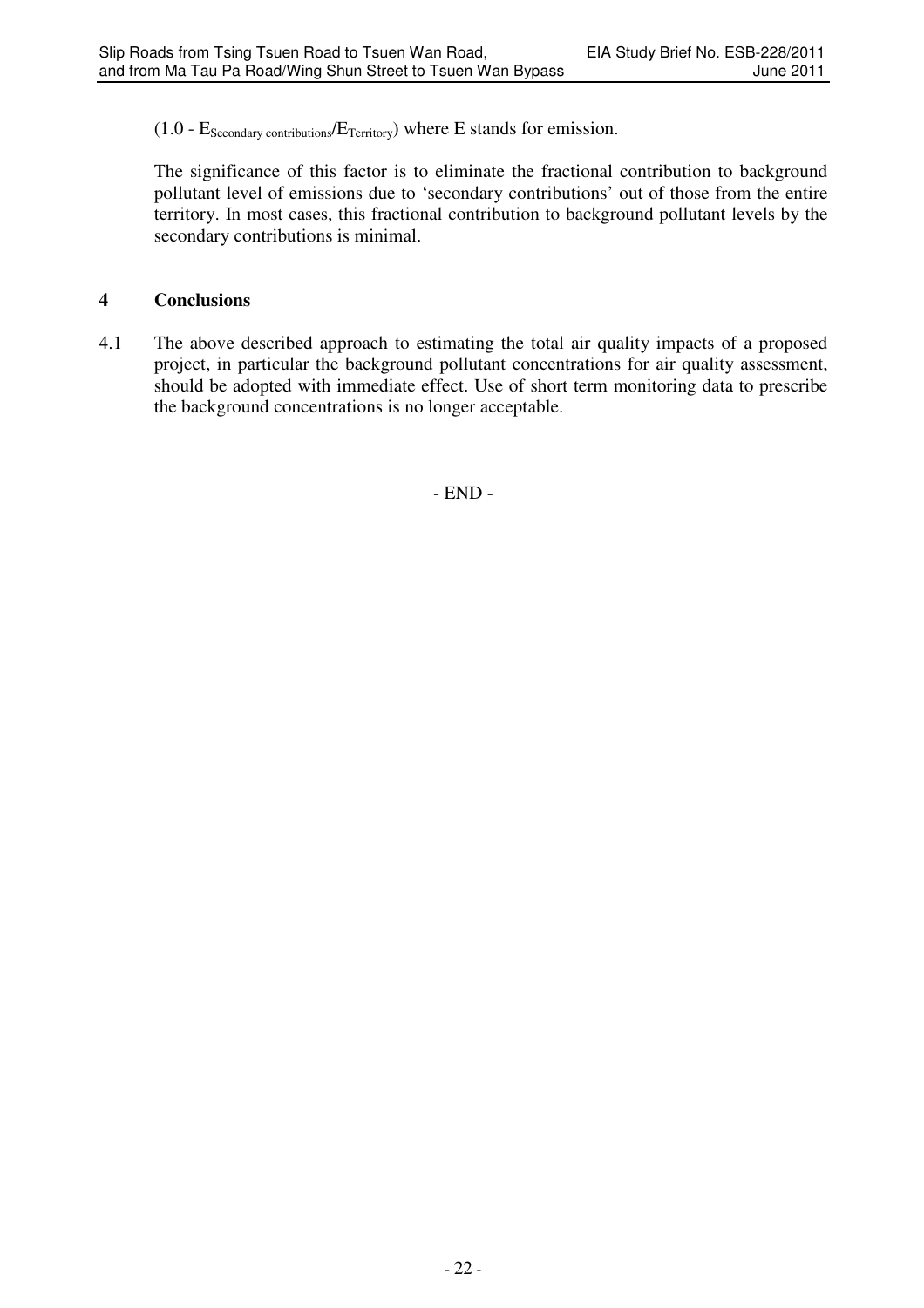$(1.0 - E_{\text{Secondary contributions}}/E_{\text{Territory}})$ where E stands for emission.

The significance of this factor is to eliminate the fractional contribution to background pollutant level of emissions due to 'secondary contributions' out of those from the entire territory. In most cases, this fractional contribution to background pollutant levels by the secondary contributions is minimal.

## 4 Conclusions

4.1 The above described approach to estimating the total air quality impacts of a proposed project, in particular the background pollutant concentrations for air quality assessment, should be adopted with immediate effect. Use of short term monitoring data to prescribe the background concentrations is no longer acceptable.

- END -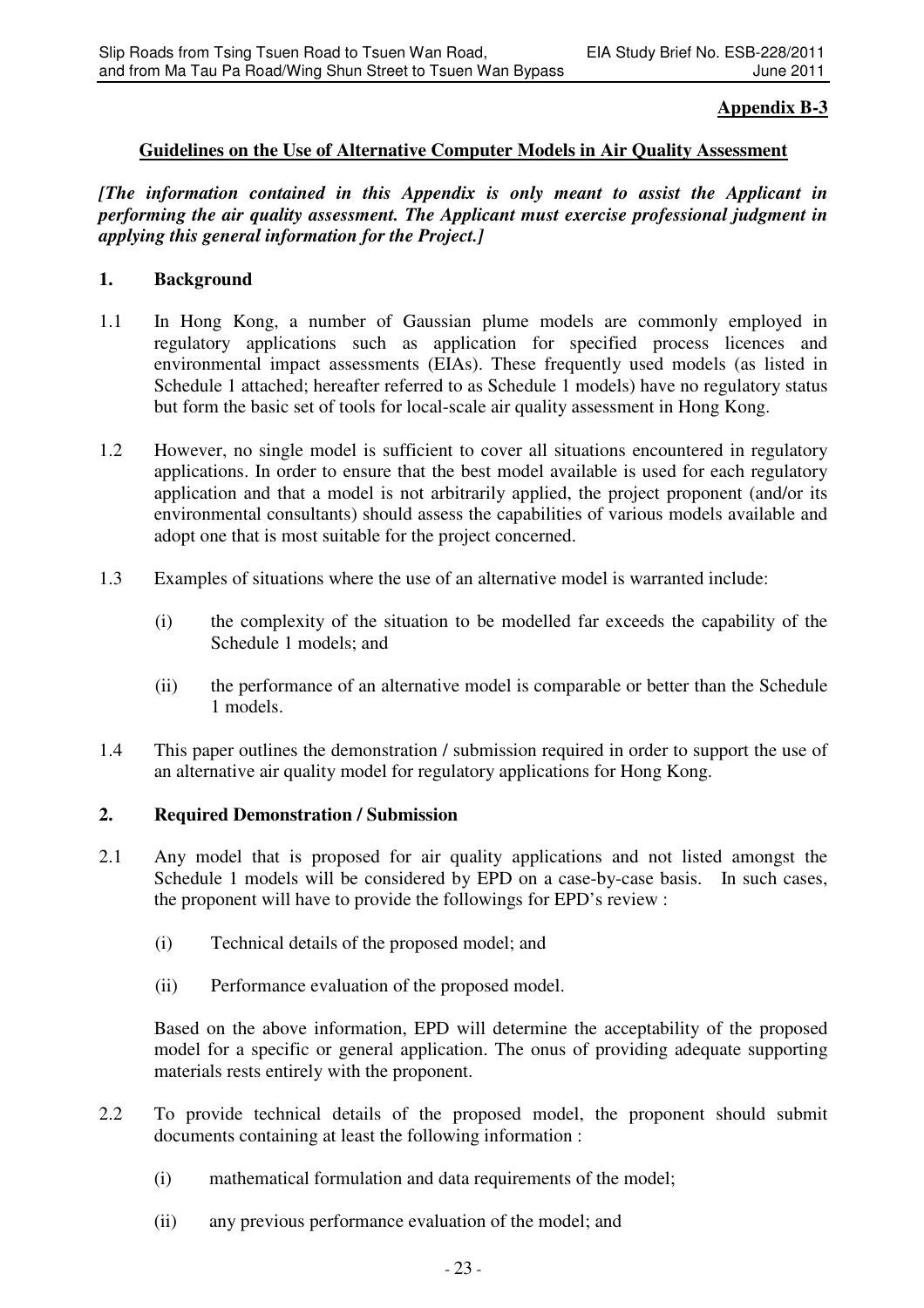**Appendix B-3**

**Guidelines on the Use of Alternative Computer Models in Air Quality Assessment**

***[The information contained in this Appendix is only meant to assist the Applicant in performing the air quality assessment. The Applicant must exercise professional judgment in applying this general information for the Project.]***

## 1. Background

1.1 In Hong Kong, a number of Gaussian plume models are commonly employed in regulatory applications such as application for specified process licences and environmental impact assessments (EIAs). These frequently used models (as listed in Schedule 1 attached; hereafter referred to as Schedule 1 models) have no regulatory status but form the basic set of tools for local-scale air quality assessment in Hong Kong.

1.2 However, no single model is sufficient to cover all situations encountered in regulatory applications. In order to ensure that the best model available is used for each regulatory application and that a model is not arbitrarily applied, the project proponent (and/or its environmental consultants) should assess the capabilities of various models available and adopt one that is most suitable for the project concerned.

1.3 Examples of situations where the use of an alternative model is warranted include:

(i) the complexity of the situation to be modelled far exceeds the capability of the Schedule 1 models; and

(ii) the performance of an alternative model is comparable or better than the Schedule 1 models.

1.4 This paper outlines the demonstration / submission required in order to support the use of an alternative air quality model for regulatory applications for Hong Kong.

## 2. Required Demonstration / Submission

2.1 Any model that is proposed for air quality applications and not listed amongst the Schedule 1 models will be considered by EPD on a case-by-case basis. In such cases, the proponent will have to provide the followings for EPD's review :

(i) Technical details of the proposed model; and

(ii) Performance evaluation of the proposed model.

Based on the above information, EPD will determine the acceptability of the proposed model for a specific or general application. The onus of providing adequate supporting materials rests entirely with the proponent.

2.2 To provide technical details of the proposed model, the proponent should submit documents containing at least the following information :

(i) mathematical formulation and data requirements of the model;

(ii) any previous performance evaluation of the model; and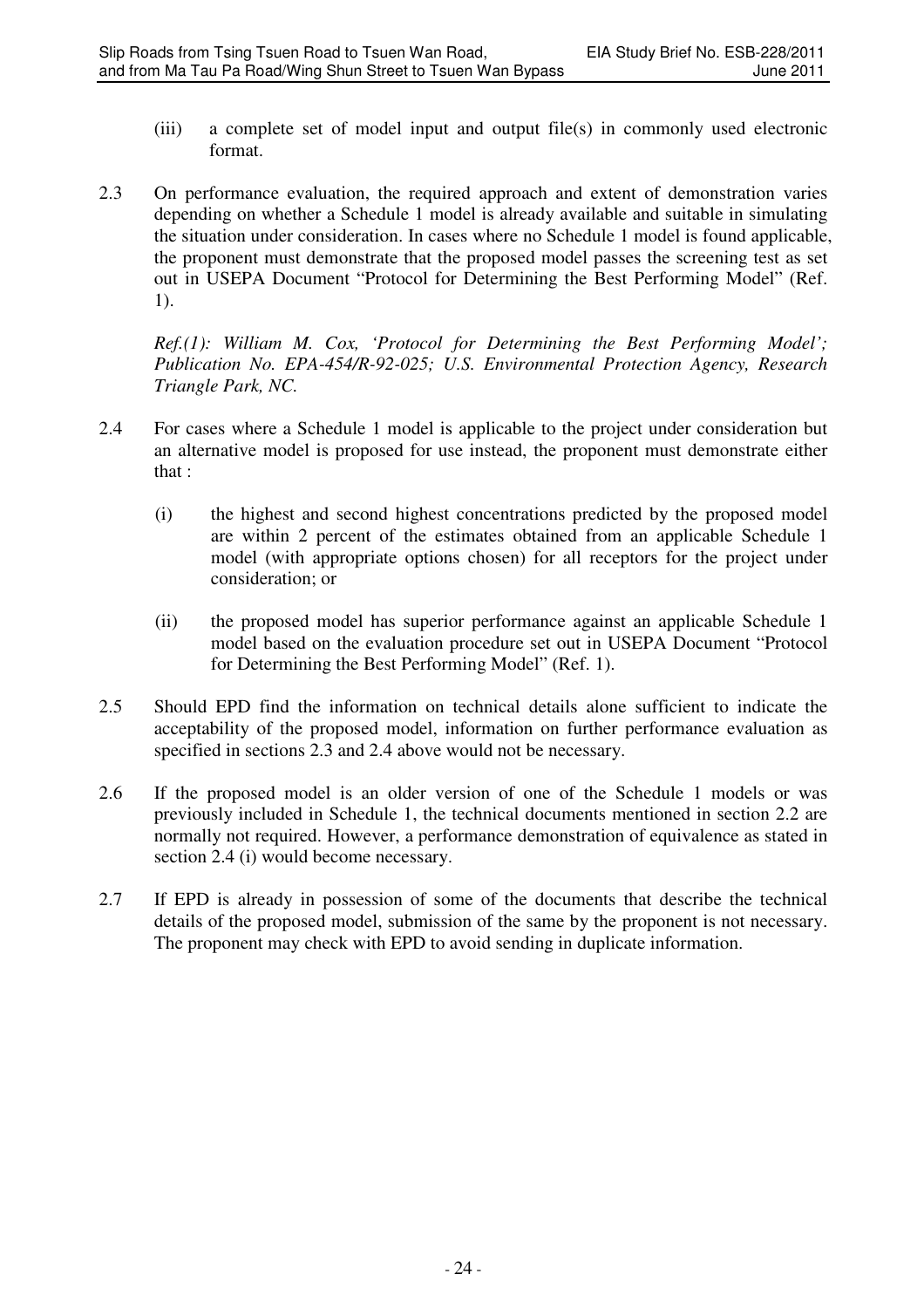(iii) a complete set of model input and output file(s) in commonly used electronic format.

2.3 On performance evaluation, the required approach and extent of demonstration varies depending on whether a Schedule 1 model is already available and suitable in simulating the situation under consideration. In cases where no Schedule 1 model is found applicable, the proponent must demonstrate that the proposed model passes the screening test as set out in USEPA Document "Protocol for Determining the Best Performing Model" (Ref. 1).

*Ref.(1): William M. Cox, 'Protocol for Determining the Best Performing Model'; Publication No. EPA-454/R-92-025; U.S. Environmental Protection Agency, Research Triangle Park, NC.*

2.4 For cases where a Schedule 1 model is applicable to the project under consideration but an alternative model is proposed for use instead, the proponent must demonstrate either that :

(i) the highest and second highest concentrations predicted by the proposed model are within 2 percent of the estimates obtained from an applicable Schedule 1 model (with appropriate options chosen) for all receptors for the project under consideration; or

(ii) the proposed model has superior performance against an applicable Schedule 1 model based on the evaluation procedure set out in USEPA Document "Protocol for Determining the Best Performing Model" (Ref. 1).

2.5 Should EPD find the information on technical details alone sufficient to indicate the acceptability of the proposed model, information on further performance evaluation as specified in sections 2.3 and 2.4 above would not be necessary.

2.6 If the proposed model is an older version of one of the Schedule 1 models or was previously included in Schedule 1, the technical documents mentioned in section 2.2 are normally not required. However, a performance demonstration of equivalence as stated in section 2.4 (i) would become necessary.

2.7 If EPD is already in possession of some of the documents that describe the technical details of the proposed model, submission of the same by the proponent is not necessary. The proponent may check with EPD to avoid sending in duplicate information.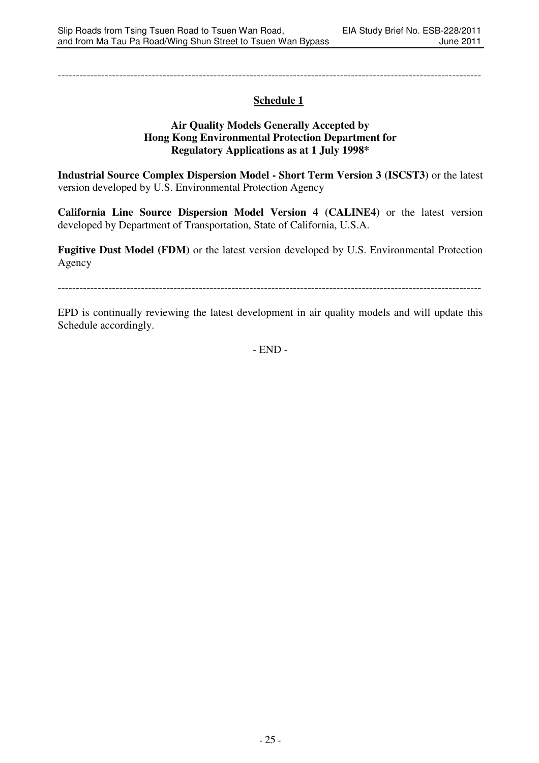---

## Schedule 1

### Air Quality Models Generally Accepted by Hong Kong Environmental Protection Department for Regulatory Applications as at 1 July 1998*

**Industrial Source Complex Dispersion Model - Short Term Version 3 (ISCST3)** or the latest version developed by U.S. Environmental Protection Agency

**California Line Source Dispersion Model Version 4 (CALINE4)** or the latest version developed by Department of Transportation, State of California, U.S.A.

**Fugitive Dust Model (FDM)** or the latest version developed by U.S. Environmental Protection Agency

---

EPD is continually reviewing the latest development in air quality models and will update this Schedule accordingly.

\- END -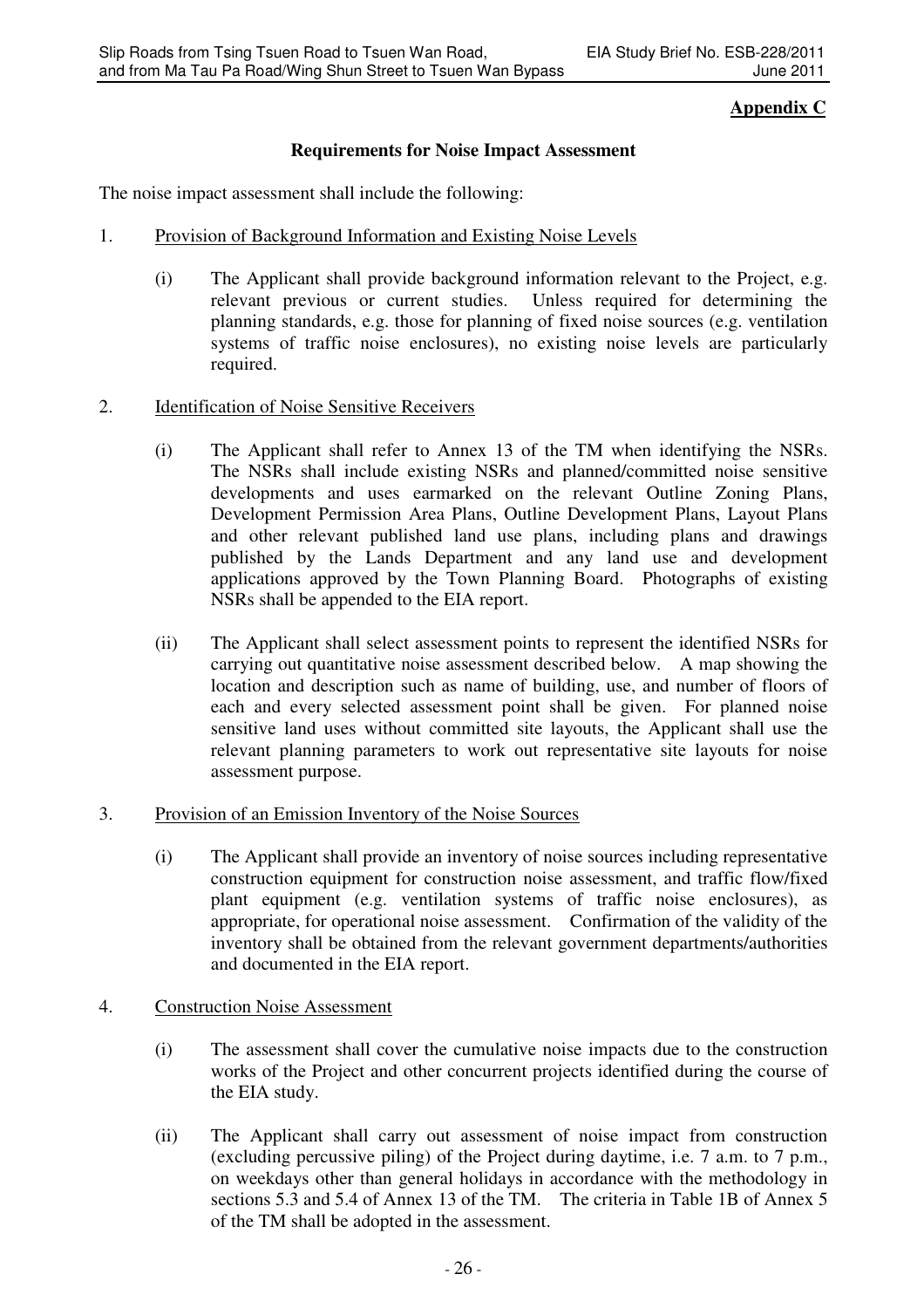**Appendix C**

**Requirements for Noise Impact Assessment**

The noise impact assessment shall include the following:

1. Provision of Background Information and Existing Noise Levels

   (i) The Applicant shall provide background information relevant to the Project, e.g. relevant previous or current studies. Unless required for determining the planning standards, e.g. those for planning of fixed noise sources (e.g. ventilation systems of traffic noise enclosures), no existing noise levels are particularly required.

2. Identification of Noise Sensitive Receivers

   (i) The Applicant shall refer to Annex 13 of the TM when identifying the NSRs. The NSRs shall include existing NSRs and planned/committed noise sensitive developments and uses earmarked on the relevant Outline Zoning Plans, Development Permission Area Plans, Outline Development Plans, Layout Plans and other relevant published land use plans, including plans and drawings published by the Lands Department and any land use and development applications approved by the Town Planning Board. Photographs of existing NSRs shall be appended to the EIA report.

   (ii) The Applicant shall select assessment points to represent the identified NSRs for carrying out quantitative noise assessment described below. A map showing the location and description such as name of building, use, and number of floors of each and every selected assessment point shall be given. For planned noise sensitive land uses without committed site layouts, the Applicant shall use the relevant planning parameters to work out representative site layouts for noise assessment purpose.

3. Provision of an Emission Inventory of the Noise Sources

   (i) The Applicant shall provide an inventory of noise sources including representative construction equipment for construction noise assessment, and traffic flow/fixed plant equipment (e.g. ventilation systems of traffic noise enclosures), as appropriate, for operational noise assessment. Confirmation of the validity of the inventory shall be obtained from the relevant government departments/authorities and documented in the EIA report.

4. Construction Noise Assessment

   (i) The assessment shall cover the cumulative noise impacts due to the construction works of the Project and other concurrent projects identified during the course of the EIA study.

   (ii) The Applicant shall carry out assessment of noise impact from construction (excluding percussive piling) of the Project during daytime, i.e. 7 a.m. to 7 p.m., on weekdays other than general holidays in accordance with the methodology in sections 5.3 and 5.4 of Annex 13 of the TM. The criteria in Table 1B of Annex 5 of the TM shall be adopted in the assessment.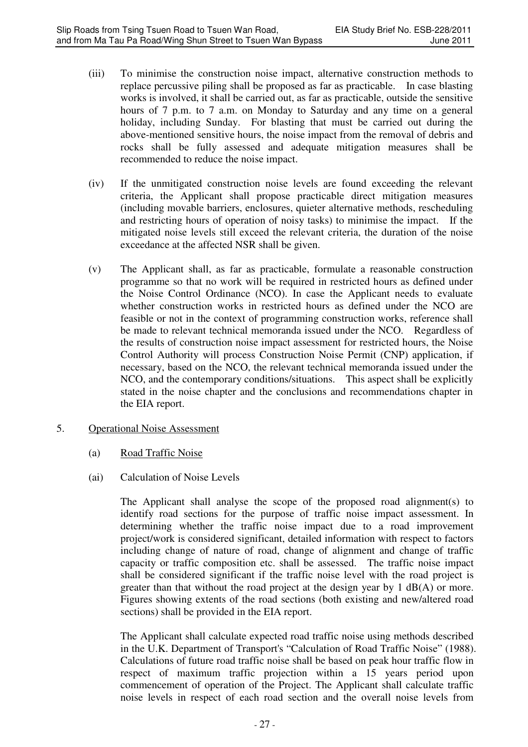(iii) To minimise the construction noise impact, alternative construction methods to replace percussive piling shall be proposed as far as practicable. In case blasting works is involved, it shall be carried out, as far as practicable, outside the sensitive hours of 7 p.m. to 7 a.m. on Monday to Saturday and any time on a general holiday, including Sunday. For blasting that must be carried out during the above-mentioned sensitive hours, the noise impact from the removal of debris and rocks shall be fully assessed and adequate mitigation measures shall be recommended to reduce the noise impact.

(iv) If the unmitigated construction noise levels are found exceeding the relevant criteria, the Applicant shall propose practicable direct mitigation measures (including movable barriers, enclosures, quieter alternative methods, rescheduling and restricting hours of operation of noisy tasks) to minimise the impact. If the mitigated noise levels still exceed the relevant criteria, the duration of the noise exceedance at the affected NSR shall be given.

(v) The Applicant shall, as far as practicable, formulate a reasonable construction programme so that no work will be required in restricted hours as defined under the Noise Control Ordinance (NCO). In case the Applicant needs to evaluate whether construction works in restricted hours as defined under the NCO are feasible or not in the context of programming construction works, reference shall be made to relevant technical memoranda issued under the NCO. Regardless of the results of construction noise impact assessment for restricted hours, the Noise Control Authority will process Construction Noise Permit (CNP) application, if necessary, based on the NCO, the relevant technical memoranda issued under the NCO, and the contemporary conditions/situations. This aspect shall be explicitly stated in the noise chapter and the conclusions and recommendations chapter in the EIA report.

5. Operational Noise Assessment

(a) Road Traffic Noise

(ai) Calculation of Noise Levels

The Applicant shall analyse the scope of the proposed road alignment(s) to identify road sections for the purpose of traffic noise impact assessment. In determining whether the traffic noise impact due to a road improvement project/work is considered significant, detailed information with respect to factors including change of nature of road, change of alignment and change of traffic capacity or traffic composition etc. shall be assessed. The traffic noise impact shall be considered significant if the traffic noise level with the road project is greater than that without the road project at the design year by 1 dB(A) or more. Figures showing extents of the road sections (both existing and new/altered road sections) shall be provided in the EIA report.

The Applicant shall calculate expected road traffic noise using methods described in the U.K. Department of Transport's "Calculation of Road Traffic Noise" (1988). Calculations of future road traffic noise shall be based on peak hour traffic flow in respect of maximum traffic projection within a 15 years period upon commencement of operation of the Project. The Applicant shall calculate traffic noise levels in respect of each road section and the overall noise levels from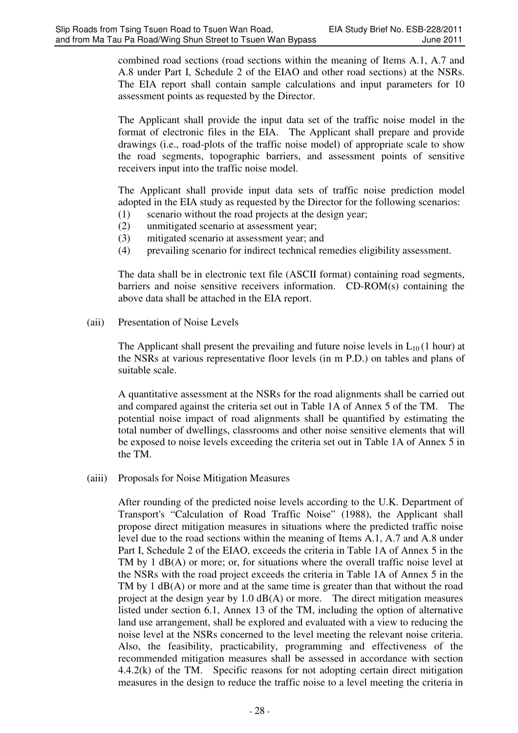combined road sections (road sections within the meaning of Items A.1, A.7 and A.8 under Part I, Schedule 2 of the EIAO and other road sections) at the NSRs. The EIA report shall contain sample calculations and input parameters for 10 assessment points as requested by the Director.

The Applicant shall provide the input data set of the traffic noise model in the format of electronic files in the EIA. The Applicant shall prepare and provide drawings (i.e., road-plots of the traffic noise model) of appropriate scale to show the road segments, topographic barriers, and assessment points of sensitive receivers input into the traffic noise model.

The Applicant shall provide input data sets of traffic noise prediction model adopted in the EIA study as requested by the Director for the following scenarios:

(1) scenario without the road projects at the design year;
(2) unmitigated scenario at assessment year;
(3) mitigated scenario at assessment year; and
(4) prevailing scenario for indirect technical remedies eligibility assessment.

The data shall be in electronic text file (ASCII format) containing road segments, barriers and noise sensitive receivers information. CD-ROM(s) containing the above data shall be attached in the EIA report.

(aii) Presentation of Noise Levels

The Applicant shall present the prevailing and future noise levels in $L_{10}$ (1 hour) at the NSRs at various representative floor levels (in m P.D.) on tables and plans of suitable scale.

A quantitative assessment at the NSRs for the road alignments shall be carried out and compared against the criteria set out in Table 1A of Annex 5 of the TM. The potential noise impact of road alignments shall be quantified by estimating the total number of dwellings, classrooms and other noise sensitive elements that will be exposed to noise levels exceeding the criteria set out in Table 1A of Annex 5 in the TM.

(aiii) Proposals for Noise Mitigation Measures

After rounding of the predicted noise levels according to the U.K. Department of Transport's "Calculation of Road Traffic Noise" (1988), the Applicant shall propose direct mitigation measures in situations where the predicted traffic noise level due to the road sections within the meaning of Items A.1, A.7 and A.8 under Part I, Schedule 2 of the EIAO, exceeds the criteria in Table 1A of Annex 5 in the TM by 1 dB(A) or more; or, for situations where the overall traffic noise level at the NSRs with the road project exceeds the criteria in Table 1A of Annex 5 in the TM by 1 dB(A) or more and at the same time is greater than that without the road project at the design year by 1.0 dB(A) or more. The direct mitigation measures listed under section 6.1, Annex 13 of the TM, including the option of alternative land use arrangement, shall be explored and evaluated with a view to reducing the noise level at the NSRs concerned to the level meeting the relevant noise criteria. Also, the feasibility, practicability, programming and effectiveness of the recommended mitigation measures shall be assessed in accordance with section 4.4.2(k) of the TM. Specific reasons for not adopting certain direct mitigation measures in the design to reduce the traffic noise to a level meeting the criteria in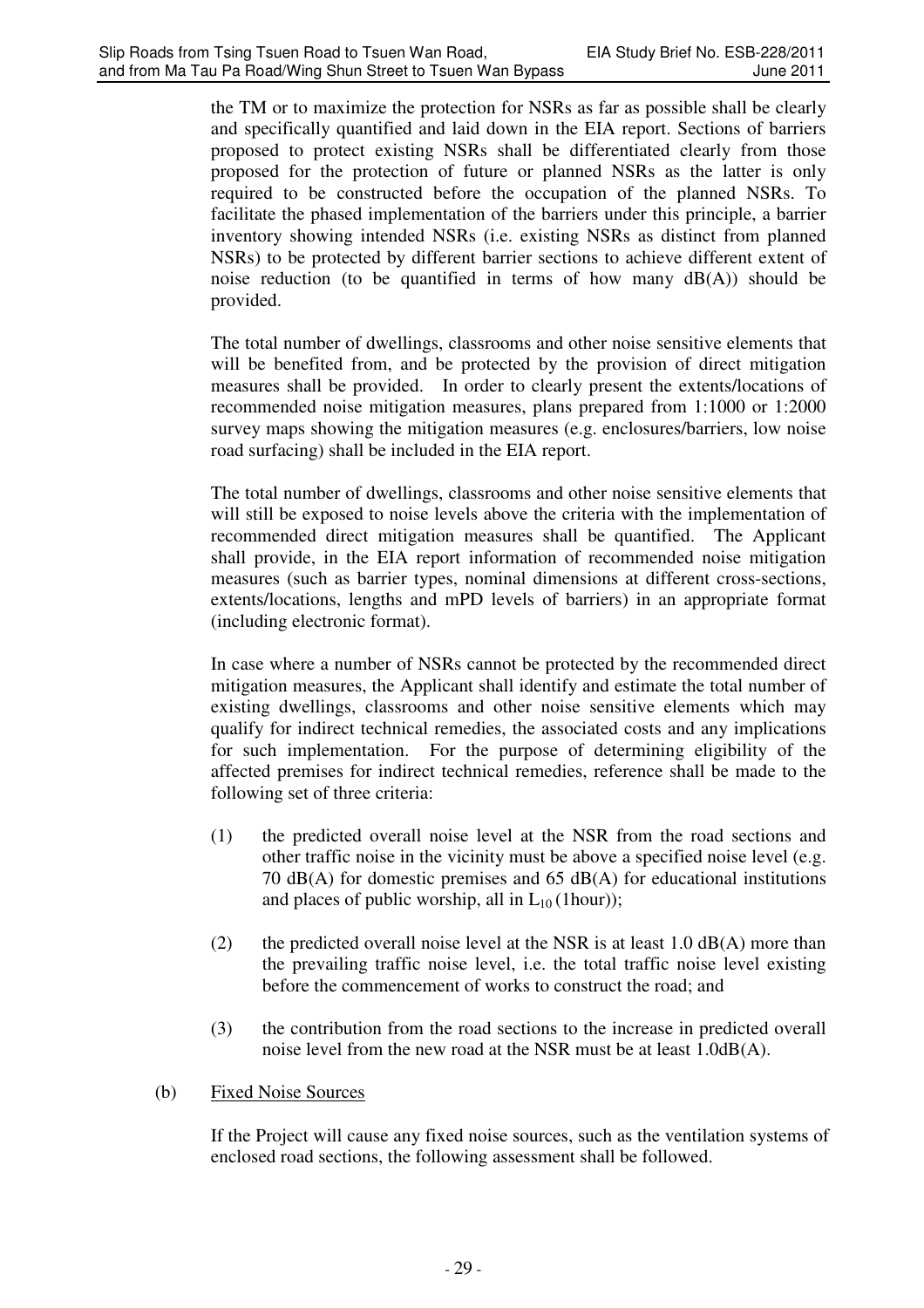the TM or to maximize the protection for NSRs as far as possible shall be clearly and specifically quantified and laid down in the EIA report. Sections of barriers proposed to protect existing NSRs shall be differentiated clearly from those proposed for the protection of future or planned NSRs as the latter is only required to be constructed before the occupation of the planned NSRs. To facilitate the phased implementation of the barriers under this principle, a barrier inventory showing intended NSRs (i.e. existing NSRs as distinct from planned NSRs) to be protected by different barrier sections to achieve different extent of noise reduction (to be quantified in terms of how many dB(A)) should be provided.

The total number of dwellings, classrooms and other noise sensitive elements that will be benefited from, and be protected by the provision of direct mitigation measures shall be provided. In order to clearly present the extents/locations of recommended noise mitigation measures, plans prepared from 1:1000 or 1:2000 survey maps showing the mitigation measures (e.g. enclosures/barriers, low noise road surfacing) shall be included in the EIA report.

The total number of dwellings, classrooms and other noise sensitive elements that will still be exposed to noise levels above the criteria with the implementation of recommended direct mitigation measures shall be quantified. The Applicant shall provide, in the EIA report information of recommended noise mitigation measures (such as barrier types, nominal dimensions at different cross-sections, extents/locations, lengths and mPD levels of barriers) in an appropriate format (including electronic format).

In case where a number of NSRs cannot be protected by the recommended direct mitigation measures, the Applicant shall identify and estimate the total number of existing dwellings, classrooms and other noise sensitive elements which may qualify for indirect technical remedies, the associated costs and any implications for such implementation. For the purpose of determining eligibility of the affected premises for indirect technical remedies, reference shall be made to the following set of three criteria:

(1) the predicted overall noise level at the NSR from the road sections and other traffic noise in the vicinity must be above a specified noise level (e.g. 70 dB(A) for domestic premises and 65 dB(A) for educational institutions and places of public worship, all in $L_{10}$ (1hour));

(2) the predicted overall noise level at the NSR is at least 1.0 dB(A) more than the prevailing traffic noise level, i.e. the total traffic noise level existing before the commencement of works to construct the road; and

(3) the contribution from the road sections to the increase in predicted overall noise level from the new road at the NSR must be at least 1.0dB(A).

(b) Fixed Noise Sources

If the Project will cause any fixed noise sources, such as the ventilation systems of enclosed road sections, the following assessment shall be followed.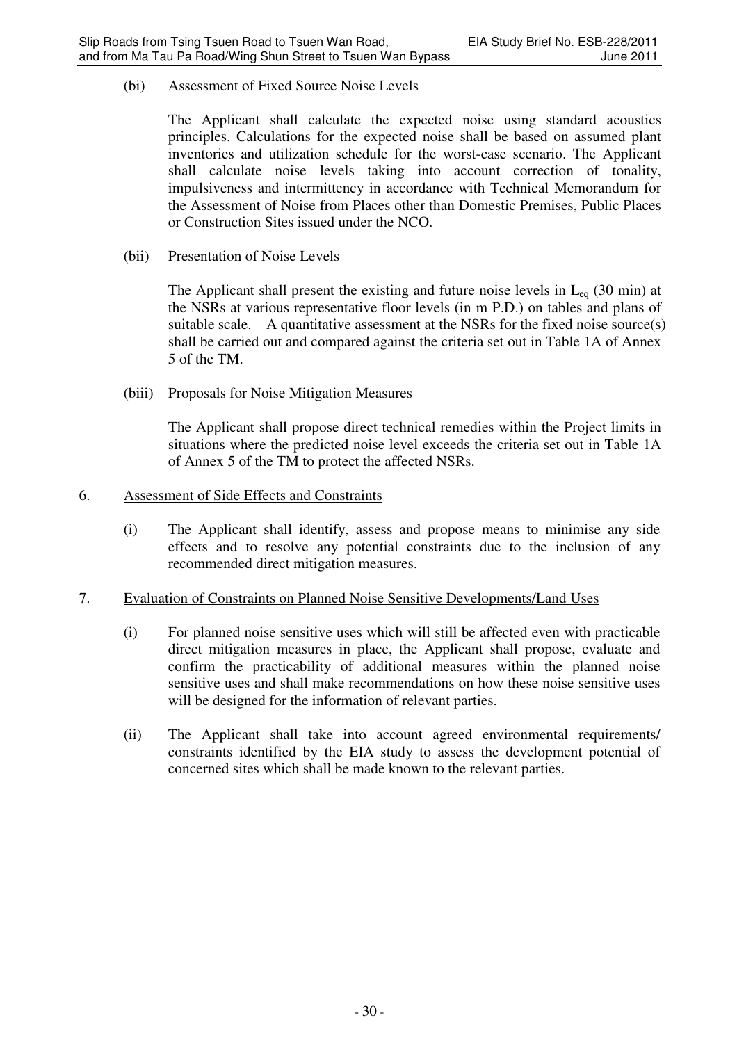(bi) Assessment of Fixed Source Noise Levels

The Applicant shall calculate the expected noise using standard acoustics principles. Calculations for the expected noise shall be based on assumed plant inventories and utilization schedule for the worst-case scenario. The Applicant shall calculate noise levels taking into account correction of tonality, impulsiveness and intermittency in accordance with Technical Memorandum for the Assessment of Noise from Places other than Domestic Premises, Public Places or Construction Sites issued under the NCO.

(bii) Presentation of Noise Levels

The Applicant shall present the existing and future noise levels in $L_{eq}$ (30 min) at the NSRs at various representative floor levels (in m P.D.) on tables and plans of suitable scale. A quantitative assessment at the NSRs for the fixed noise source(s) shall be carried out and compared against the criteria set out in Table 1A of Annex 5 of the TM.

(biii) Proposals for Noise Mitigation Measures

The Applicant shall propose direct technical remedies within the Project limits in situations where the predicted noise level exceeds the criteria set out in Table 1A of Annex 5 of the TM to protect the affected NSRs.

6. Assessment of Side Effects and Constraints

(i) The Applicant shall identify, assess and propose means to minimise any side effects and to resolve any potential constraints due to the inclusion of any recommended direct mitigation measures.

7. Evaluation of Constraints on Planned Noise Sensitive Developments/Land Uses

(i) For planned noise sensitive uses which will still be affected even with practicable direct mitigation measures in place, the Applicant shall propose, evaluate and confirm the practicability of additional measures within the planned noise sensitive uses and shall make recommendations on how these noise sensitive uses will be designed for the information of relevant parties.

(ii) The Applicant shall take into account agreed environmental requirements/ constraints identified by the EIA study to assess the development potential of concerned sites which shall be made known to the relevant parties.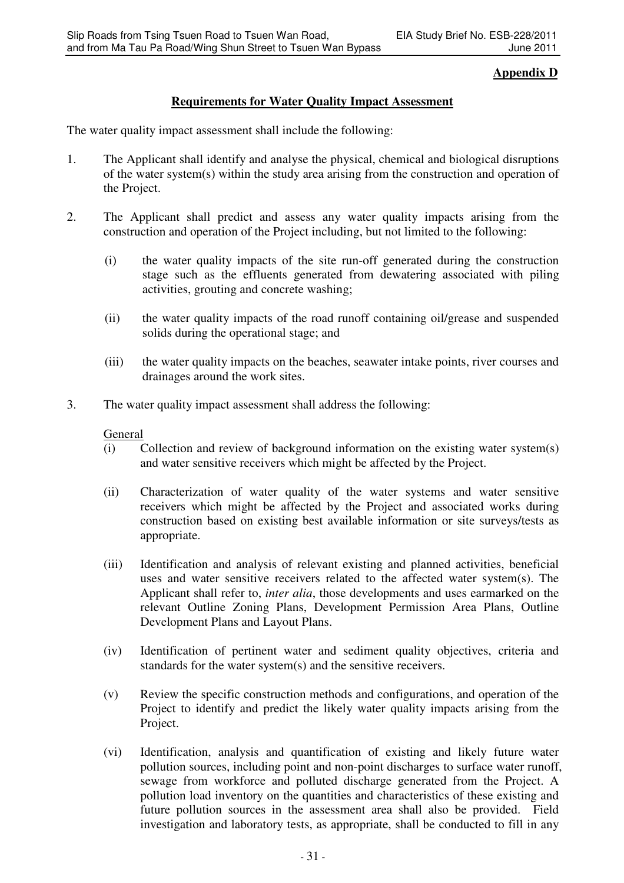**Appendix D**

**Requirements for Water Quality Impact Assessment**

The water quality impact assessment shall include the following:

1. The Applicant shall identify and analyse the physical, chemical and biological disruptions of the water system(s) within the study area arising from the construction and operation of the Project.

2. The Applicant shall predict and assess any water quality impacts arising from the construction and operation of the Project including, but not limited to the following:

   (i) the water quality impacts of the site run-off generated during the construction stage such as the effluents generated from dewatering associated with piling activities, grouting and concrete washing;

   (ii) the water quality impacts of the road runoff containing oil/grease and suspended solids during the operational stage; and

   (iii) the water quality impacts on the beaches, seawater intake points, river courses and drainages around the work sites.

3. The water quality impact assessment shall address the following:

   General

   (i) Collection and review of background information on the existing water system(s) and water sensitive receivers which might be affected by the Project.

   (ii) Characterization of water quality of the water systems and water sensitive receivers which might be affected by the Project and associated works during construction based on existing best available information or site surveys/tests as appropriate.

   (iii) Identification and analysis of relevant existing and planned activities, beneficial uses and water sensitive receivers related to the affected water system(s). The Applicant shall refer to, *inter alia*, those developments and uses earmarked on the relevant Outline Zoning Plans, Development Permission Area Plans, Outline Development Plans and Layout Plans.

   (iv) Identification of pertinent water and sediment quality objectives, criteria and standards for the water system(s) and the sensitive receivers.

   (v) Review the specific construction methods and configurations, and operation of the Project to identify and predict the likely water quality impacts arising from the Project.

   (vi) Identification, analysis and quantification of existing and likely future water pollution sources, including point and non-point discharges to surface water runoff, sewage from workforce and polluted discharge generated from the Project. A pollution load inventory on the quantities and characteristics of these existing and future pollution sources in the assessment area shall also be provided. Field investigation and laboratory tests, as appropriate, shall be conducted to fill in any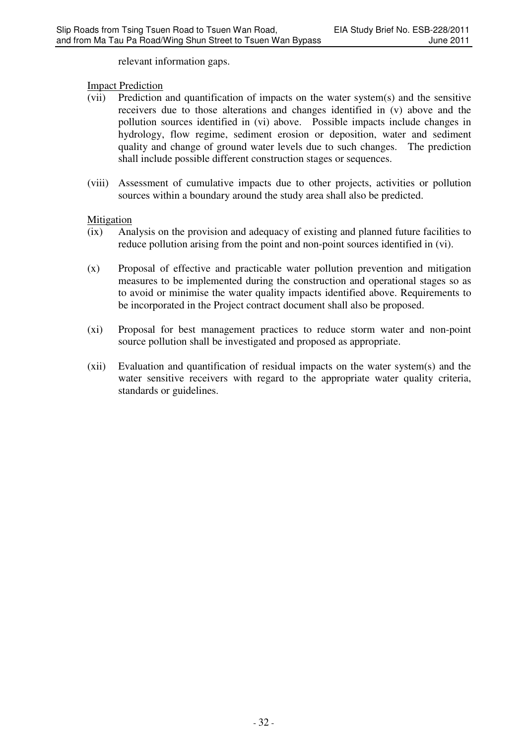relevant information gaps.

<u>Impact Prediction</u>

(vii) Prediction and quantification of impacts on the water system(s) and the sensitive receivers due to those alterations and changes identified in (v) above and the pollution sources identified in (vi) above. Possible impacts include changes in hydrology, flow regime, sediment erosion or deposition, water and sediment quality and change of ground water levels due to such changes. The prediction shall include possible different construction stages or sequences.

(viii) Assessment of cumulative impacts due to other projects, activities or pollution sources within a boundary around the study area shall also be predicted.

<u>Mitigation</u>

(ix) Analysis on the provision and adequacy of existing and planned future facilities to reduce pollution arising from the point and non-point sources identified in (vi).

(x) Proposal of effective and practicable water pollution prevention and mitigation measures to be implemented during the construction and operational stages so as to avoid or minimise the water quality impacts identified above. Requirements to be incorporated in the Project contract document shall also be proposed.

(xi) Proposal for best management practices to reduce storm water and non-point source pollution shall be investigated and proposed as appropriate.

(xii) Evaluation and quantification of residual impacts on the water system(s) and the water sensitive receivers with regard to the appropriate water quality criteria, standards or guidelines.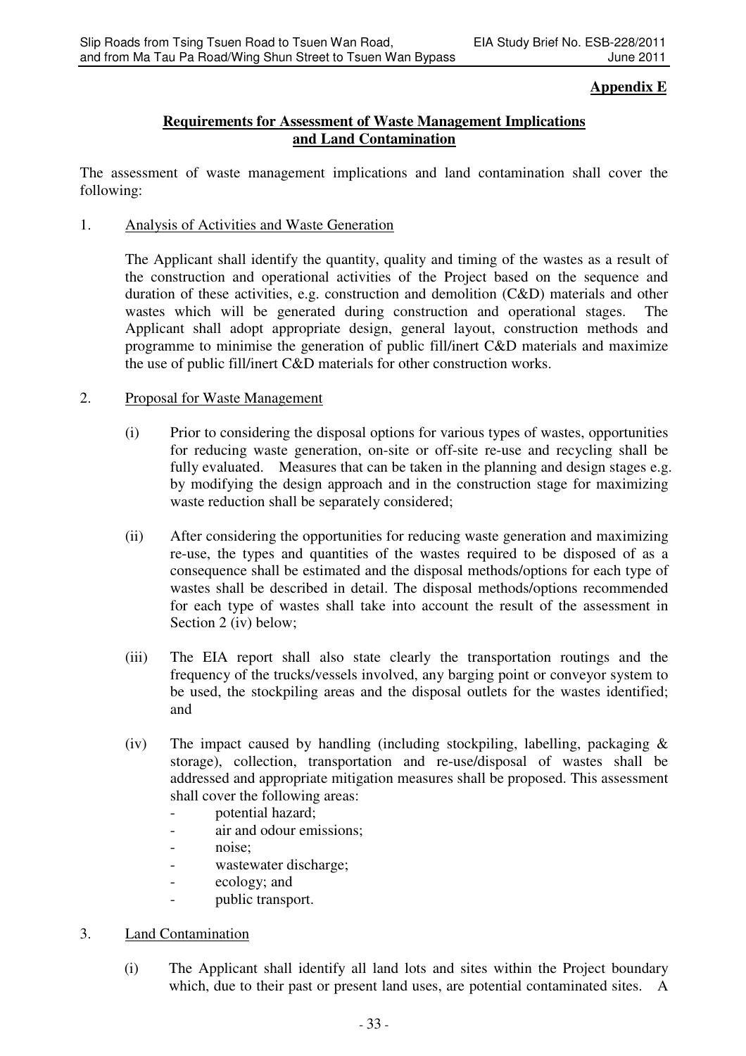**Appendix E**

**Requirements for Assessment of Waste Management Implications and Land Contamination**

The assessment of waste management implications and land contamination shall cover the following:

1. Analysis of Activities and Waste Generation

   The Applicant shall identify the quantity, quality and timing of the wastes as a result of the construction and operational activities of the Project based on the sequence and duration of these activities, e.g. construction and demolition (C&D) materials and other wastes which will be generated during construction and operational stages. The Applicant shall adopt appropriate design, general layout, construction methods and programme to minimise the generation of public fill/inert C&D materials and maximize the use of public fill/inert C&D materials for other construction works.

2. Proposal for Waste Management

   (i) Prior to considering the disposal options for various types of wastes, opportunities for reducing waste generation, on-site or off-site re-use and recycling shall be fully evaluated. Measures that can be taken in the planning and design stages e.g. by modifying the design approach and in the construction stage for maximizing waste reduction shall be separately considered;

   (ii) After considering the opportunities for reducing waste generation and maximizing re-use, the types and quantities of the wastes required to be disposed of as a consequence shall be estimated and the disposal methods/options for each type of wastes shall be described in detail. The disposal methods/options recommended for each type of wastes shall take into account the result of the assessment in Section 2 (iv) below;

   (iii) The EIA report shall also state clearly the transportation routings and the frequency of the trucks/vessels involved, any barging point or conveyor system to be used, the stockpiling areas and the disposal outlets for the wastes identified; and

   (iv) The impact caused by handling (including stockpiling, labelling, packaging & storage), collection, transportation and re-use/disposal of wastes shall be addressed and appropriate mitigation measures shall be proposed. This assessment shall cover the following areas:
   - potential hazard;
   - air and odour emissions;
   - noise;
   - wastewater discharge;
   - ecology; and
   - public transport.

3. Land Contamination

   (i) The Applicant shall identify all land lots and sites within the Project boundary which, due to their past or present land uses, are potential contaminated sites. A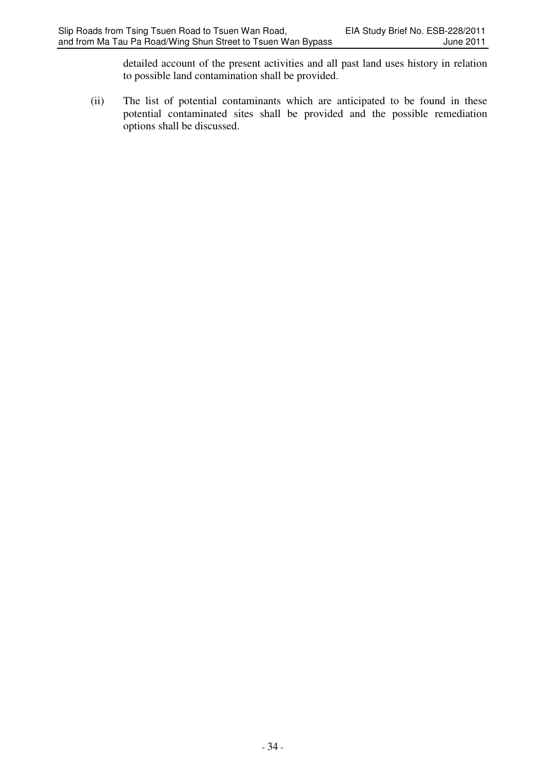detailed account of the present activities and all past land uses history in relation to possible land contamination shall be provided.

(ii) The list of potential contaminants which are anticipated to be found in these potential contaminated sites shall be provided and the possible remediation options shall be discussed.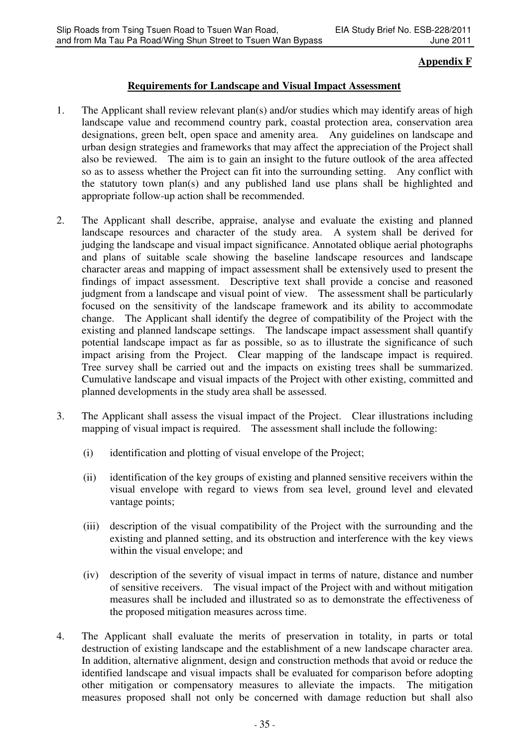**Appendix F**

**Requirements for Landscape and Visual Impact Assessment**

1. The Applicant shall review relevant plan(s) and/or studies which may identify areas of high landscape value and recommend country park, coastal protection area, conservation area designations, green belt, open space and amenity area. Any guidelines on landscape and urban design strategies and frameworks that may affect the appreciation of the Project shall also be reviewed. The aim is to gain an insight to the future outlook of the area affected so as to assess whether the Project can fit into the surrounding setting. Any conflict with the statutory town plan(s) and any published land use plans shall be highlighted and appropriate follow-up action shall be recommended.

2. The Applicant shall describe, appraise, analyse and evaluate the existing and planned landscape resources and character of the study area. A system shall be derived for judging the landscape and visual impact significance. Annotated oblique aerial photographs and plans of suitable scale showing the baseline landscape resources and landscape character areas and mapping of impact assessment shall be extensively used to present the findings of impact assessment. Descriptive text shall provide a concise and reasoned judgment from a landscape and visual point of view. The assessment shall be particularly focused on the sensitivity of the landscape framework and its ability to accommodate change. The Applicant shall identify the degree of compatibility of the Project with the existing and planned landscape settings. The landscape impact assessment shall quantify potential landscape impact as far as possible, so as to illustrate the significance of such impact arising from the Project. Clear mapping of the landscape impact is required. Tree survey shall be carried out and the impacts on existing trees shall be summarized. Cumulative landscape and visual impacts of the Project with other existing, committed and planned developments in the study area shall be assessed.

3. The Applicant shall assess the visual impact of the Project. Clear illustrations including mapping of visual impact is required. The assessment shall include the following:

   (i) identification and plotting of visual envelope of the Project;

   (ii) identification of the key groups of existing and planned sensitive receivers within the visual envelope with regard to views from sea level, ground level and elevated vantage points;

   (iii) description of the visual compatibility of the Project with the surrounding and the existing and planned setting, and its obstruction and interference with the key views within the visual envelope; and

   (iv) description of the severity of visual impact in terms of nature, distance and number of sensitive receivers. The visual impact of the Project with and without mitigation measures shall be included and illustrated so as to demonstrate the effectiveness of the proposed mitigation measures across time.

4. The Applicant shall evaluate the merits of preservation in totality, in parts or total destruction of existing landscape and the establishment of a new landscape character area. In addition, alternative alignment, design and construction methods that avoid or reduce the identified landscape and visual impacts shall be evaluated for comparison before adopting other mitigation or compensatory measures to alleviate the impacts. The mitigation measures proposed shall not only be concerned with damage reduction but shall also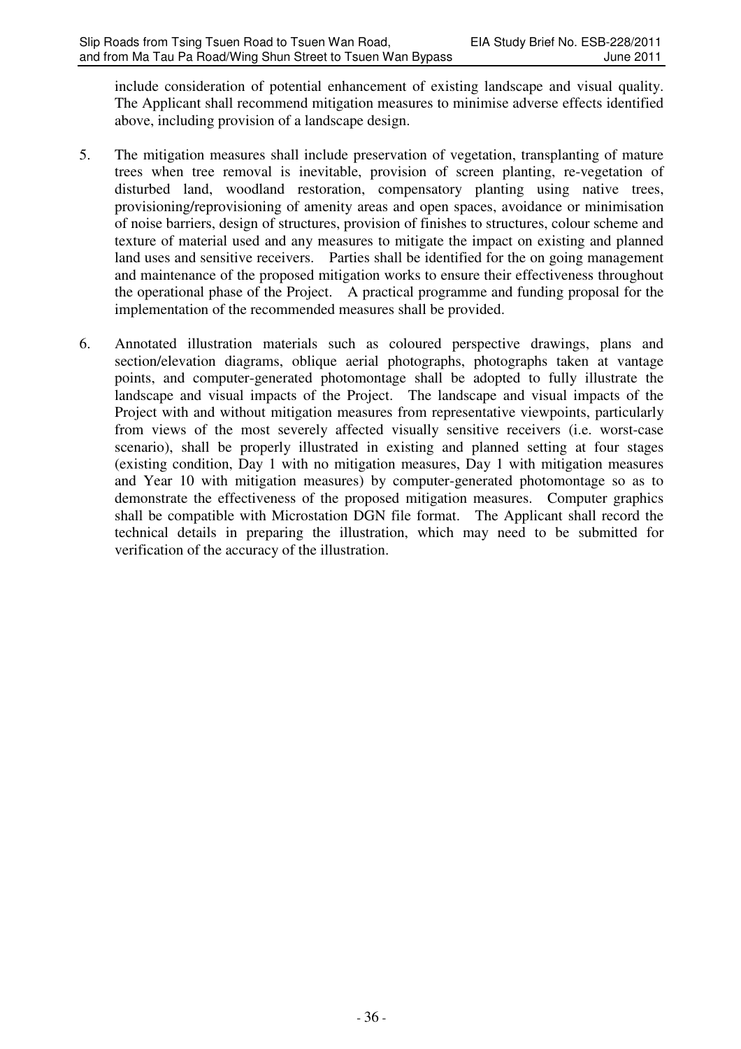include consideration of potential enhancement of existing landscape and visual quality. The Applicant shall recommend mitigation measures to minimise adverse effects identified above, including provision of a landscape design.

5. The mitigation measures shall include preservation of vegetation, transplanting of mature trees when tree removal is inevitable, provision of screen planting, re-vegetation of disturbed land, woodland restoration, compensatory planting using native trees, provisioning/reprovisioning of amenity areas and open spaces, avoidance or minimisation of noise barriers, design of structures, provision of finishes to structures, colour scheme and texture of material used and any measures to mitigate the impact on existing and planned land uses and sensitive receivers. Parties shall be identified for the on going management and maintenance of the proposed mitigation works to ensure their effectiveness throughout the operational phase of the Project. A practical programme and funding proposal for the implementation of the recommended measures shall be provided.

6. Annotated illustration materials such as coloured perspective drawings, plans and section/elevation diagrams, oblique aerial photographs, photographs taken at vantage points, and computer-generated photomontage shall be adopted to fully illustrate the landscape and visual impacts of the Project. The landscape and visual impacts of the Project with and without mitigation measures from representative viewpoints, particularly from views of the most severely affected visually sensitive receivers (i.e. worst-case scenario), shall be properly illustrated in existing and planned setting at four stages (existing condition, Day 1 with no mitigation measures, Day 1 with mitigation measures and Year 10 with mitigation measures) by computer-generated photomontage so as to demonstrate the effectiveness of the proposed mitigation measures. Computer graphics shall be compatible with Microstation DGN file format. The Applicant shall record the technical details in preparing the illustration, which may need to be submitted for verification of the accuracy of the illustration.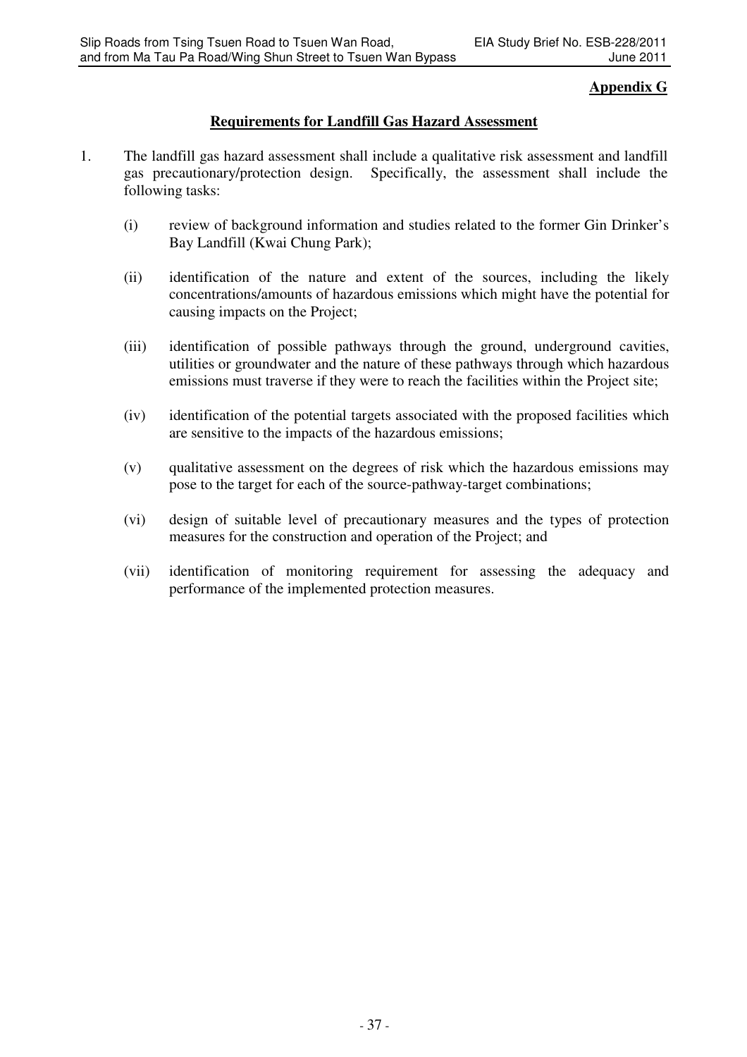**Appendix G**

## Requirements for Landfill Gas Hazard Assessment

1. The landfill gas hazard assessment shall include a qualitative risk assessment and landfill gas precautionary/protection design. Specifically, the assessment shall include the following tasks:

   (i) review of background information and studies related to the former Gin Drinker's Bay Landfill (Kwai Chung Park);

   (ii) identification of the nature and extent of the sources, including the likely concentrations/amounts of hazardous emissions which might have the potential for causing impacts on the Project;

   (iii) identification of possible pathways through the ground, underground cavities, utilities or groundwater and the nature of these pathways through which hazardous emissions must traverse if they were to reach the facilities within the Project site;

   (iv) identification of the potential targets associated with the proposed facilities which are sensitive to the impacts of the hazardous emissions;

   (v) qualitative assessment on the degrees of risk which the hazardous emissions may pose to the target for each of the source-pathway-target combinations;

   (vi) design of suitable level of precautionary measures and the types of protection measures for the construction and operation of the Project; and

   (vii) identification of monitoring requirement for assessing the adequacy and performance of the implemented protection measures.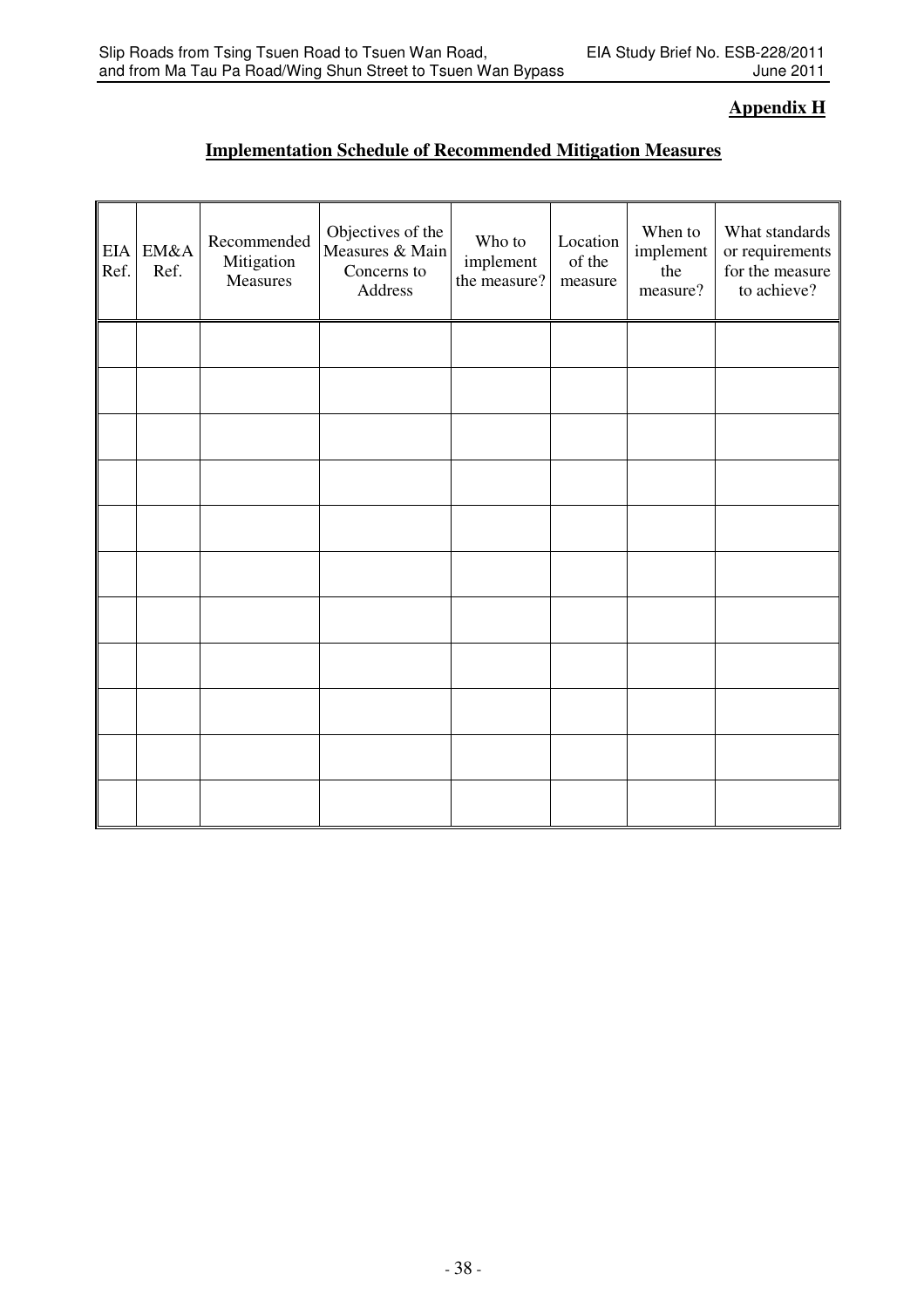**Appendix H**

**Implementation Schedule of Recommended Mitigation Measures**

| EIA Ref. | EM&A Ref. | Recommended Mitigation Measures | Objectives of the Measures & Main Concerns to Address | Who to implement the measure? | Location of the measure | When to implement the measure? | What standards or requirements for the measure to achieve? |
|---|---|---|---|---|---|---|---|
| | | | | | | | |
| | | | | | | | |
| | | | | | | | |
| | | | | | | | |
| | | | | | | | |
| | | | | | | | |
| | | | | | | | |
| | | | | | | | |
| | | | | | | | |
| | | | | | | | |
| | | | | | | | |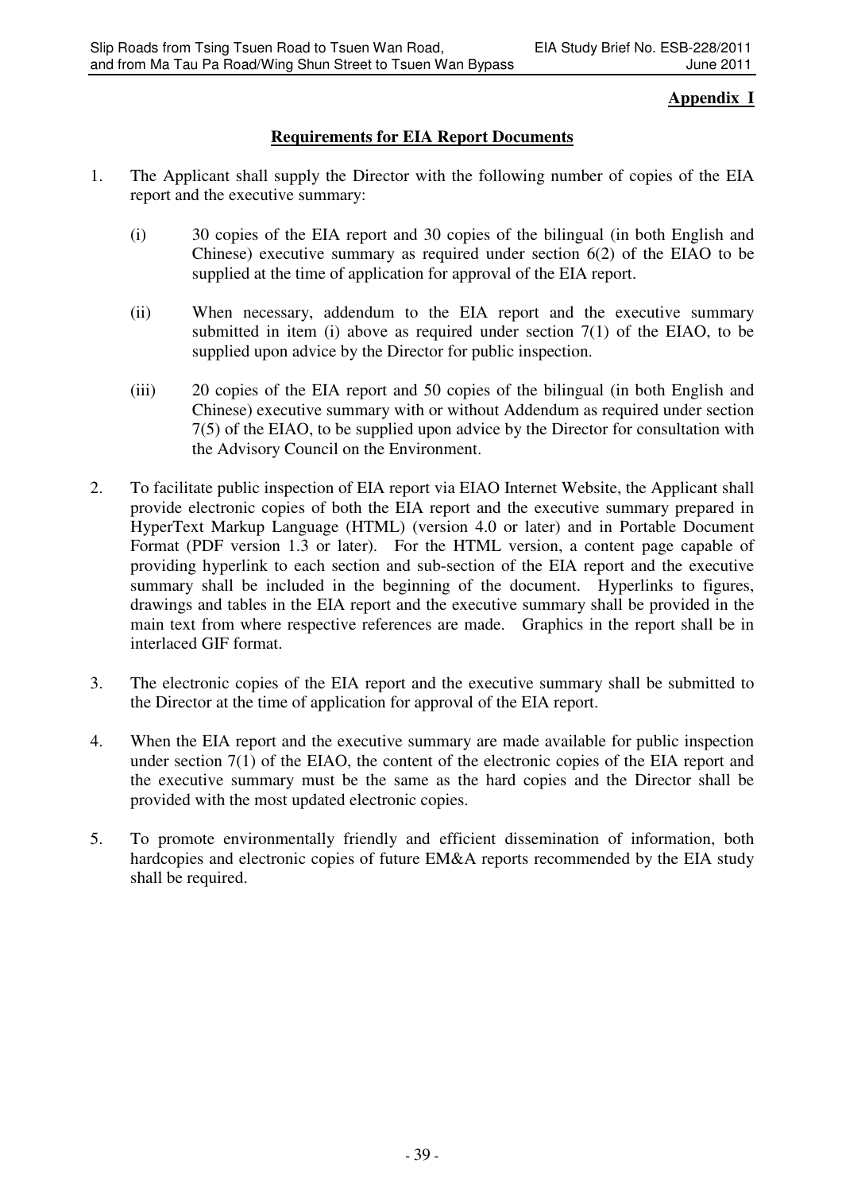**Appendix I**

**Requirements for EIA Report Documents**

1. The Applicant shall supply the Director with the following number of copies of the EIA report and the executive summary:

   (i) 30 copies of the EIA report and 30 copies of the bilingual (in both English and Chinese) executive summary as required under section 6(2) of the EIAO to be supplied at the time of application for approval of the EIA report.

   (ii) When necessary, addendum to the EIA report and the executive summary submitted in item (i) above as required under section 7(1) of the EIAO, to be supplied upon advice by the Director for public inspection.

   (iii) 20 copies of the EIA report and 50 copies of the bilingual (in both English and Chinese) executive summary with or without Addendum as required under section 7(5) of the EIAO, to be supplied upon advice by the Director for consultation with the Advisory Council on the Environment.

2. To facilitate public inspection of EIA report via EIAO Internet Website, the Applicant shall provide electronic copies of both the EIA report and the executive summary prepared in HyperText Markup Language (HTML) (version 4.0 or later) and in Portable Document Format (PDF version 1.3 or later). For the HTML version, a content page capable of providing hyperlink to each section and sub-section of the EIA report and the executive summary shall be included in the beginning of the document. Hyperlinks to figures, drawings and tables in the EIA report and the executive summary shall be provided in the main text from where respective references are made. Graphics in the report shall be in interlaced GIF format.

3. The electronic copies of the EIA report and the executive summary shall be submitted to the Director at the time of application for approval of the EIA report.

4. When the EIA report and the executive summary are made available for public inspection under section 7(1) of the EIAO, the content of the electronic copies of the EIA report and the executive summary must be the same as the hard copies and the Director shall be provided with the most updated electronic copies.

5. To promote environmentally friendly and efficient dissemination of information, both hardcopies and electronic copies of future EM&A reports recommended by the EIA study shall be required.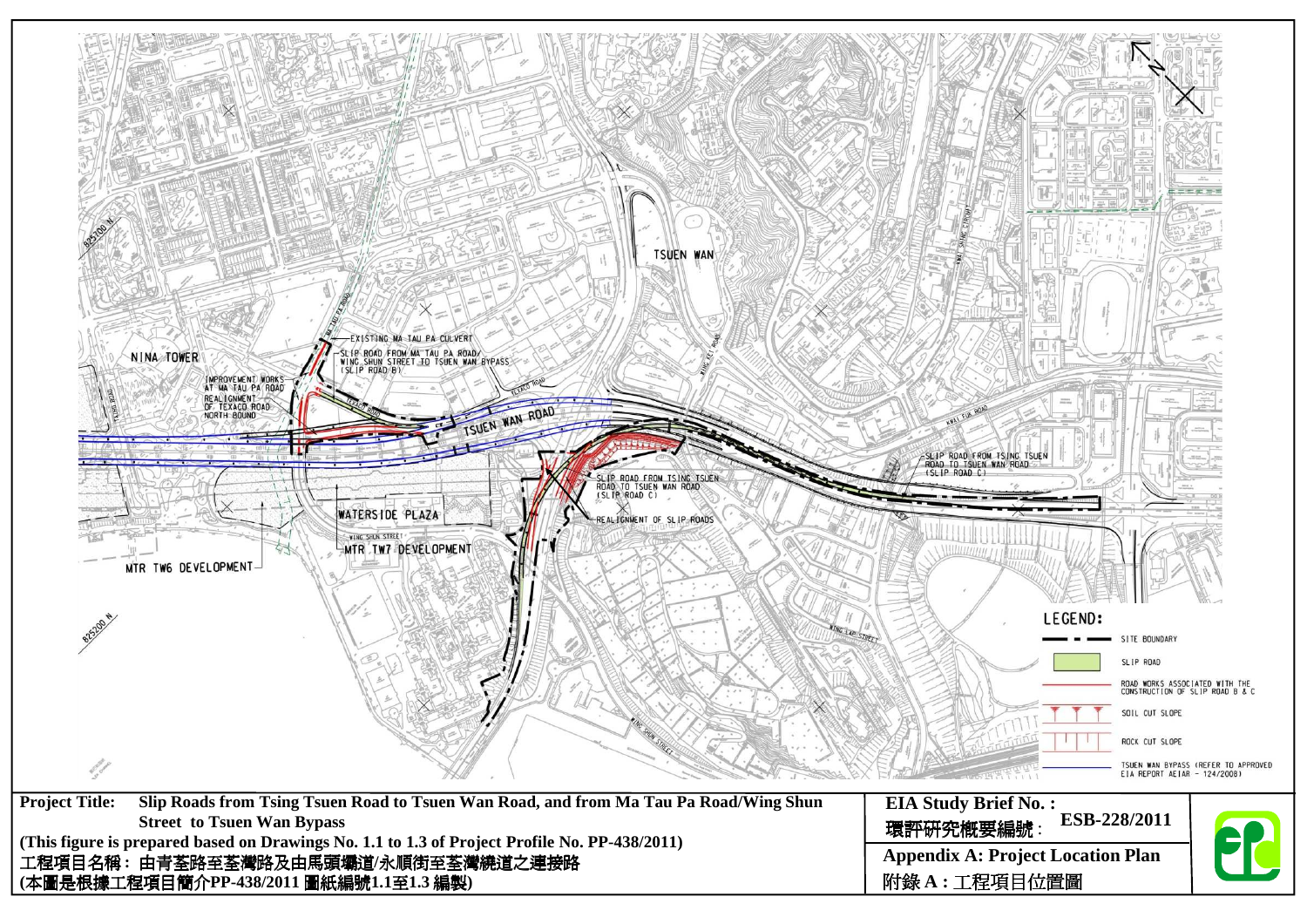TSUEN WAN

NINA TOWER

EXISTING MA TAU PA CULVERT

SLIP ROAD FROM MA TAU PA ROAD/ WING SHUN STREET TO TSUEN WAN BYPASS (SLIP ROAD B)

IMPROVEMENT WORKS AT MA TAU PA ROAD

REALIGNMENT OF TEXACO ROAD NORTH BOUND

TSUEN WAN ROAD

SLIP ROAD FROM TSING TSUEN ROAD TO TSUEN WAN ROAD (SLIP ROAD C)

REALIGNMENT OF SLIP ROADS

WATERSIDE PLAZA

MTR TW7 DEVELOPMENT

MTR TW6 DEVELOPMENT

LEGEND:

SITE BOUNDARY

SLIP ROAD

ROAD WORKS ASSOCIATED WITH THE CONSTRUCTION OF SLIP ROAD B & C

SOIL CUT SLOPE

ROCK CUT SLOPE

TSUEN WAN BYPASS (REFER TO APPROVED EIA REPORT AEIAR - 124/2008)

| | |
|---|---|
| **Project Title:** **Slip Roads from Tsing Tsuen Road to Tsuen Wan Road, and from Ma Tau Pa Road/Wing Shun Street to Tsuen Wan Bypass** <br> **(This figure is prepared based on Drawings No. 1.1 to 1.3 of Project Profile No. PP-438/2011)** <br> **工程項目名稱：由青荃路至荃灣路及由馬頭壩道/永順街至荃灣繞道之連接路** <br> **(本圖是根據工程項目簡介PP-438/2011 圖紙編號1.1至1.3 編製)** | **EIA Study Brief No. :** <br> **環評研究概要編號：ESB-228/2011** <br> **Appendix A: Project Location Plan** <br> **附錄 A : 工程項目位置圖** |